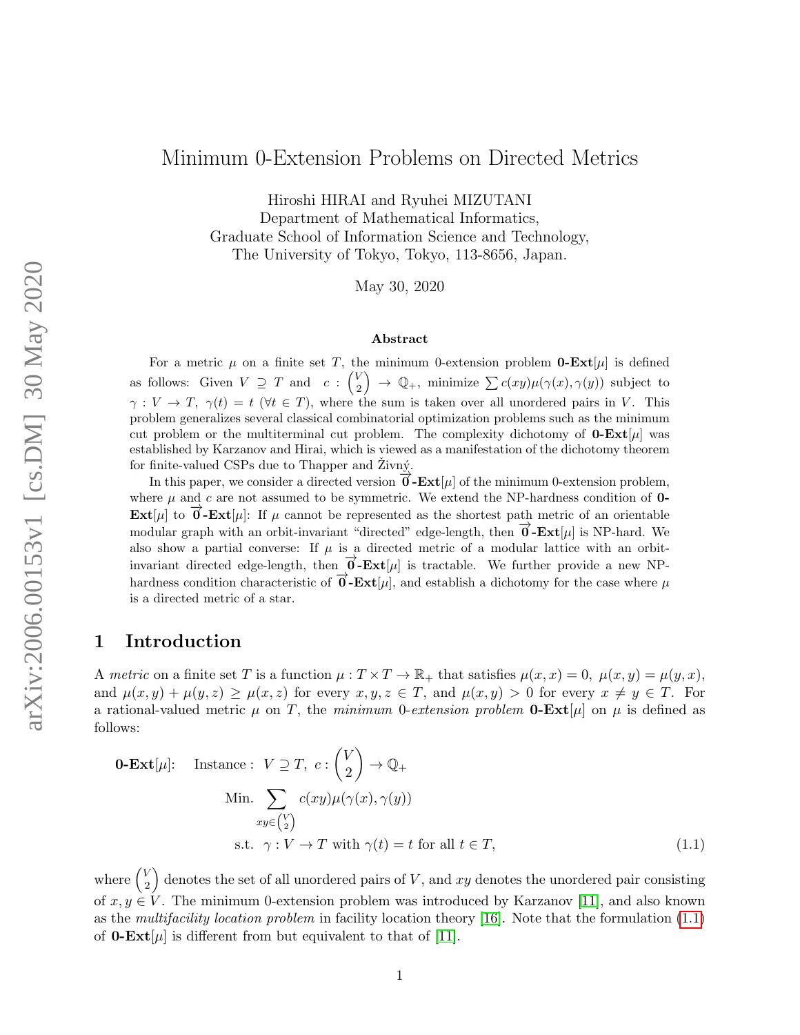# Minimum 0-Extension Problems on Directed Metrics

Hiroshi HIRAI and Ryuhei MIZUTANI
Department of Mathematical Informatics,
Graduate School of Information Science and Technology,
The University of Tokyo, Tokyo, 113-8656, Japan.

May 30, 2020

### Abstract

For a metric $\mu$ on a finite set $T$, the minimum 0-extension problem **0-Ext**$[\mu]$ is defined as follows: Given $V \supseteq T$ and $c : \binom{V}{2} \to \mathbb{Q}_+$, minimize $\sum c(xy)\mu(\gamma(x), \gamma(y))$ subject to $\gamma : V \to T$, $\gamma(t) = t$ $(\forall t \in T)$, where the sum is taken over all unordered pairs in $V$. This problem generalizes several classical combinatorial optimization problems such as the minimum cut problem or the multiterminal cut problem. The complexity dichotomy of **0-Ext**$[\mu]$ was established by Karzanov and Hirai, which is viewed as a manifestation of the dichotomy theorem for finite-valued CSPs due to Thapper and Živný.

In this paper, we consider a directed version $\overrightarrow{\mathbf{0}}$**-Ext**$[\mu]$ of the minimum 0-extension problem, where $\mu$ and $c$ are not assumed to be symmetric. We extend the NP-hardness condition of **0-Ext**$[\mu]$ to $\overrightarrow{\mathbf{0}}$**-Ext**$[\mu]$: If $\mu$ cannot be represented as the shortest path metric of an orientable modular graph with an orbit-invariant "directed" edge-length, then $\overrightarrow{\mathbf{0}}$**-Ext**$[\mu]$ is NP-hard. We also show a partial converse: If $\mu$ is a directed metric of a modular lattice with an orbit-invariant directed edge-length, then $\overrightarrow{\mathbf{0}}$**-Ext**$[\mu]$ is tractable. We further provide a new NP-hardness condition characteristic of $\overrightarrow{\mathbf{0}}$**-Ext**$[\mu]$, and establish a dichotomy for the case where $\mu$ is a directed metric of a star.

## 1 Introduction

A *metric* on a finite set $T$ is a function $\mu : T \times T \to \mathbb{R}_+$ that satisfies $\mu(x, x) = 0$, $\mu(x, y) = \mu(y, x)$, and $\mu(x, y) + \mu(y, z) \geq \mu(x, z)$ for every $x, y, z \in T$, and $\mu(x, y) > 0$ for every $x \neq y \in T$. For a rational-valued metric $\mu$ on $T$, the *minimum* 0*-extension problem* **0-Ext**$[\mu]$ on $\mu$ is defined as follows:

$$
\begin{aligned}
\textbf{0-Ext}[\mu]: \quad & \text{Instance}: \ V \supseteq T,\ c : \binom{V}{2} \to \mathbb{Q}_+ \\
& \text{Min.} \sum_{xy \in \binom{V}{2}} c(xy)\mu(\gamma(x), \gamma(y)) \\
& \text{s.t.} \ \ \gamma : V \to T \text{ with } \gamma(t) = t \text{ for all } t \in T,
\end{aligned} \tag{1.1}
$$

where $\binom{V}{2}$ denotes the set of all unordered pairs of $V$, and $xy$ denotes the unordered pair consisting of $x, y \in V$. The minimum 0-extension problem was introduced by Karzanov [11], and also known as the *multifacility location problem* in facility location theory [16]. Note that the formulation (1.1) of **0-Ext**$[\mu]$ is different from but equivalent to that of [11].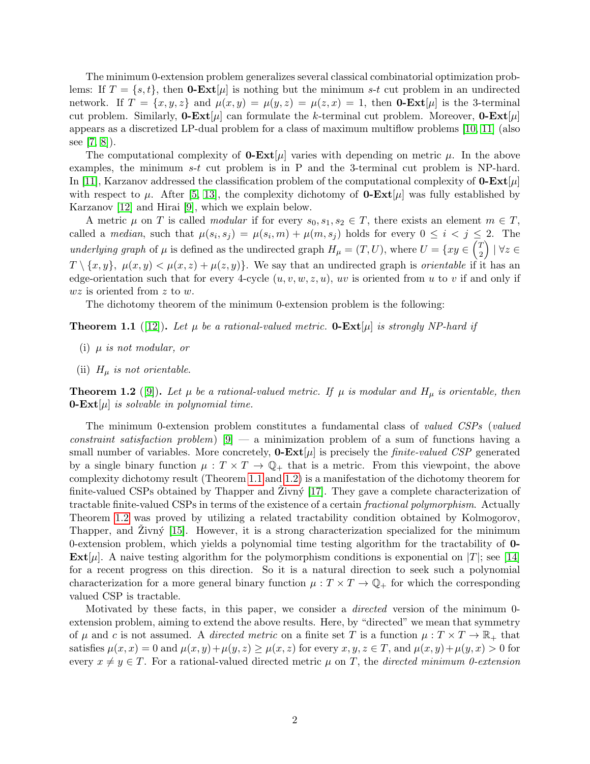The minimum 0-extension problem generalizes several classical combinatorial optimization problems: If $T = \{s,t\}$, then **0-Ext**$[\mu]$ is nothing but the minimum $s$-$t$ cut problem in an undirected network. If $T = \{x,y,z\}$ and $\mu(x,y) = \mu(y,z) = \mu(z,x) = 1$, then **0-Ext**$[\mu]$ is the 3-terminal cut problem. Similarly, **0-Ext**$[\mu]$ can formulate the $k$-terminal cut problem. Moreover, **0-Ext**$[\mu]$ appears as a discretized LP-dual problem for a class of maximum multiflow problems [10, 11] (also see [7, 8]).

The computational complexity of **0-Ext**$[\mu]$ varies with depending on metric $\mu$. In the above examples, the minimum $s$-$t$ cut problem is in P and the 3-terminal cut problem is NP-hard. In [11], Karzanov addressed the classification problem of the computational complexity of **0-Ext**$[\mu]$ with respect to $\mu$. After [5, 13], the complexity dichotomy of **0-Ext**$[\mu]$ was fully established by Karzanov [12] and Hirai [9], which we explain below.

A metric $\mu$ on $T$ is called *modular* if for every $s_0, s_1, s_2 \in T$, there exists an element $m \in T$, called a *median*, such that $\mu(s_i, s_j) = \mu(s_i, m) + \mu(m, s_j)$ holds for every $0 \leq i < j \leq 2$. The *underlying graph* of $\mu$ is defined as the undirected graph $H_\mu = (T, U)$, where $U = \{xy \in \binom{T}{2} \mid \forall z \in T \setminus \{x,y\},\ \mu(x,y) < \mu(x,z) + \mu(z,y)\}$. We say that an undirected graph is *orientable* if it has an edge-orientation such that for every 4-cycle $(u,v,w,z,u)$, $uv$ is oriented from $u$ to $v$ if and only if $wz$ is oriented from $z$ to $w$.

The dichotomy theorem of the minimum 0-extension problem is the following:

**Theorem 1.1** ([12])**.** *Let $\mu$ be a rational-valued metric.* **0-Ext**$[\mu]$ *is strongly NP-hard if*

(i) *$\mu$ is not modular, or*

(ii) *$H_\mu$ is not orientable.*

**Theorem 1.2** ([9])**.** *Let $\mu$ be a rational-valued metric. If $\mu$ is modular and $H_\mu$ is orientable, then* **0-Ext**$[\mu]$ *is solvable in polynomial time.*

The minimum 0-extension problem constitutes a fundamental class of *valued CSPs* (*valued constraint satisfaction problem*) [9] — a minimization problem of a sum of functions having a small number of variables. More concretely, **0-Ext**$[\mu]$ is precisely the *finite-valued CSP* generated by a single binary function $\mu : T \times T \to \mathbb{Q}_+$ that is a metric. From this viewpoint, the above complexity dichotomy result (Theorem 1.1 and 1.2) is a manifestation of the dichotomy theorem for finite-valued CSPs obtained by Thapper and Živný [17]. They gave a complete characterization of tractable finite-valued CSPs in terms of the existence of a certain *fractional polymorphism*. Actually Theorem 1.2 was proved by utilizing a related tractability condition obtained by Kolmogorov, Thapper, and Živný [15]. However, it is a strong characterization specialized for the minimum 0-extension problem, which yields a polynomial time testing algorithm for the tractability of **0-Ext**$[\mu]$. A naive testing algorithm for the polymorphism conditions is exponential on $|T|$; see [14] for a recent progress on this direction. So it is a natural direction to seek such a polynomial characterization for a more general binary function $\mu : T \times T \to \mathbb{Q}_+$ for which the corresponding valued CSP is tractable.

Motivated by these facts, in this paper, we consider a *directed* version of the minimum 0-extension problem, aiming to extend the above results. Here, by "directed" we mean that symmetry of $\mu$ and $c$ is not assumed. A *directed metric* on a finite set $T$ is a function $\mu : T \times T \to \mathbb{R}_+$ that satisfies $\mu(x,x) = 0$ and $\mu(x,y) + \mu(y,z) \geq \mu(x,z)$ for every $x,y,z \in T$, and $\mu(x,y) + \mu(y,x) > 0$ for every $x \neq y \in T$. For a rational-valued directed metric $\mu$ on $T$, the *directed minimum 0-extension*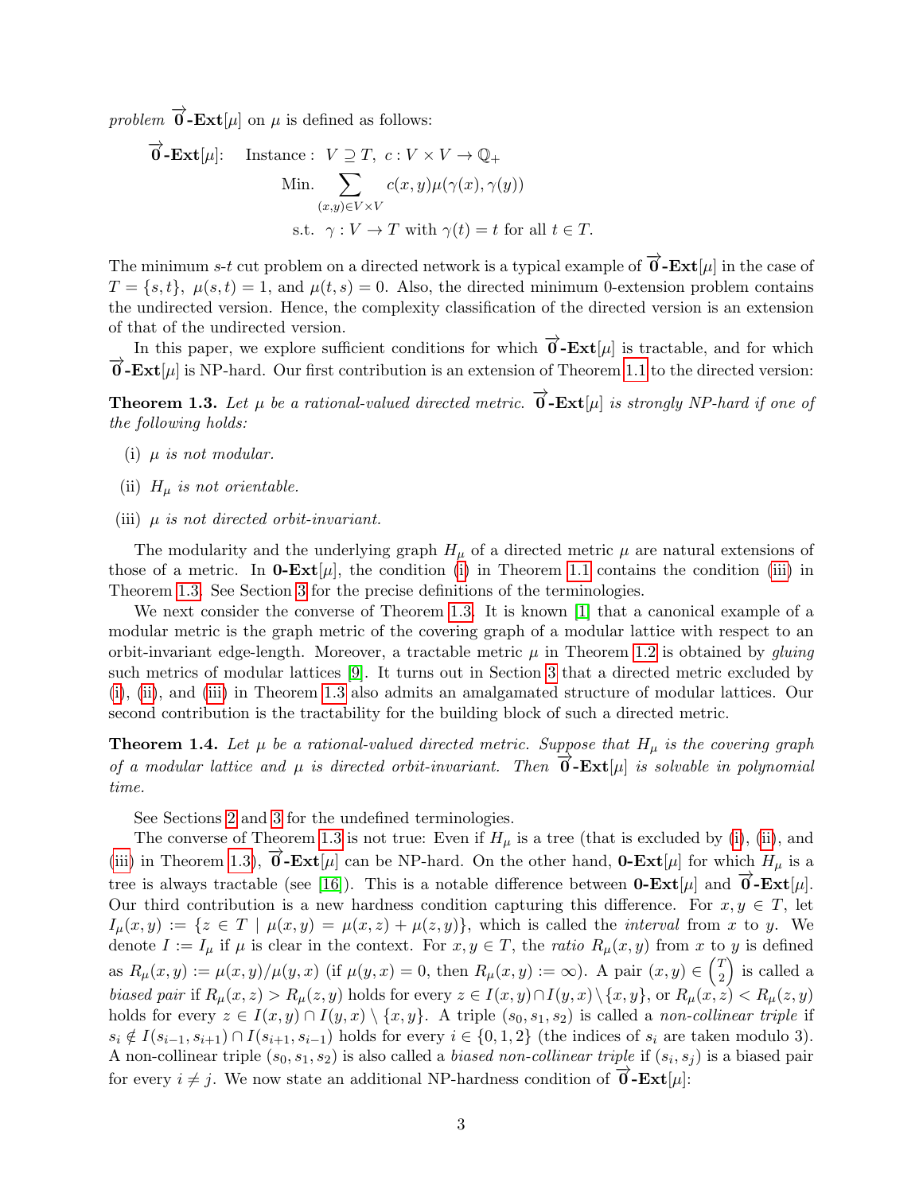*problem* $\overrightarrow{\mathbf{0}}$**-Ext**$[\mu]$ on $\mu$ is defined as follows:

$$\begin{aligned}
\overrightarrow{\mathbf{0}}\textbf{-Ext}[\mu]: \quad & \text{Instance}: \ V \supseteq T,\ c : V \times V \to \mathbb{Q}_+ \\
& \text{Min.} \sum_{(x,y) \in V \times V} c(x,y)\mu(\gamma(x), \gamma(y)) \\
& \text{s.t.} \ \ \gamma : V \to T \text{ with } \gamma(t) = t \text{ for all } t \in T.
\end{aligned}$$

The minimum $s$-$t$ cut problem on a directed network is a typical example of $\overrightarrow{\mathbf{0}}$**-Ext**$[\mu]$ in the case of $T = \{s, t\}$, $\mu(s,t) = 1$, and $\mu(t,s) = 0$. Also, the directed minimum 0-extension problem contains the undirected version. Hence, the complexity classification of the directed version is an extension of that of the undirected version.

In this paper, we explore sufficient conditions for which $\overrightarrow{\mathbf{0}}$**-Ext**$[\mu]$ is tractable, and for which $\overrightarrow{\mathbf{0}}$**-Ext**$[\mu]$ is NP-hard. Our first contribution is an extension of Theorem 1.1 to the directed version:

**Theorem 1.3.** *Let $\mu$ be a rational-valued directed metric.* $\overrightarrow{\mathbf{0}}$**-Ext**$[\mu]$ *is strongly NP-hard if one of the following holds:*

(i) *$\mu$ is not modular.*

(ii) *$H_\mu$ is not orientable.*

(iii) *$\mu$ is not directed orbit-invariant.*

The modularity and the underlying graph $H_\mu$ of a directed metric $\mu$ are natural extensions of those of a metric. In **0-Ext**$[\mu]$, the condition (i) in Theorem 1.1 contains the condition (iii) in Theorem 1.3. See Section 3 for the precise definitions of the terminologies.

We next consider the converse of Theorem 1.3. It is known [1] that a canonical example of a modular metric is the graph metric of the covering graph of a modular lattice with respect to an orbit-invariant edge-length. Moreover, a tractable metric $\mu$ in Theorem 1.2 is obtained by *gluing* such metrics of modular lattices [9]. It turns out in Section 3 that a directed metric excluded by (i), (ii), and (iii) in Theorem 1.3 also admits an amalgamated structure of modular lattices. Our second contribution is the tractability for the building block of such a directed metric.

**Theorem 1.4.** *Let $\mu$ be a rational-valued directed metric. Suppose that $H_\mu$ is the covering graph of a modular lattice and $\mu$ is directed orbit-invariant. Then* $\overrightarrow{\mathbf{0}}$**-Ext**$[\mu]$ *is solvable in polynomial time.*

See Sections 2 and 3 for the undefined terminologies.

The converse of Theorem 1.3 is not true: Even if $H_\mu$ is a tree (that is excluded by (i), (ii), and (iii) in Theorem 1.3), $\overrightarrow{\mathbf{0}}$**-Ext**$[\mu]$ can be NP-hard. On the other hand, **0-Ext**$[\mu]$ for which $H_\mu$ is a tree is always tractable (see [16]). This is a notable difference between **0-Ext**$[\mu]$ and $\overrightarrow{\mathbf{0}}$**-Ext**$[\mu]$. Our third contribution is a new hardness condition capturing this difference. For $x, y \in T$, let $I_\mu(x,y) := \{z \in T \mid \mu(x,y) = \mu(x,z) + \mu(z,y)\}$, which is called the *interval* from $x$ to $y$. We denote $I := I_\mu$ if $\mu$ is clear in the context. For $x, y \in T$, the *ratio* $R_\mu(x,y)$ from $x$ to $y$ is defined as $R_\mu(x,y) := \mu(x,y)/\mu(y,x)$ (if $\mu(y,x) = 0$, then $R_\mu(x,y) := \infty$). A pair $(x,y) \in \binom{T}{2}$ is called a *biased pair* if $R_\mu(x,z) > R_\mu(z,y)$ holds for every $z \in I(x,y) \cap I(y,x) \setminus \{x,y\}$, or $R_\mu(x,z) < R_\mu(z,y)$ holds for every $z \in I(x,y) \cap I(y,x) \setminus \{x,y\}$. A triple $(s_0, s_1, s_2)$ is called a *non-collinear triple* if $s_i \notin I(s_{i-1}, s_{i+1}) \cap I(s_{i+1}, s_{i-1})$ holds for every $i \in \{0,1,2\}$ (the indices of $s_i$ are taken modulo 3). A non-collinear triple $(s_0, s_1, s_2)$ is also called a *biased non-collinear triple* if $(s_i, s_j)$ is a biased pair for every $i \neq j$. We now state an additional NP-hardness condition of $\overrightarrow{\mathbf{0}}$**-Ext**$[\mu]$: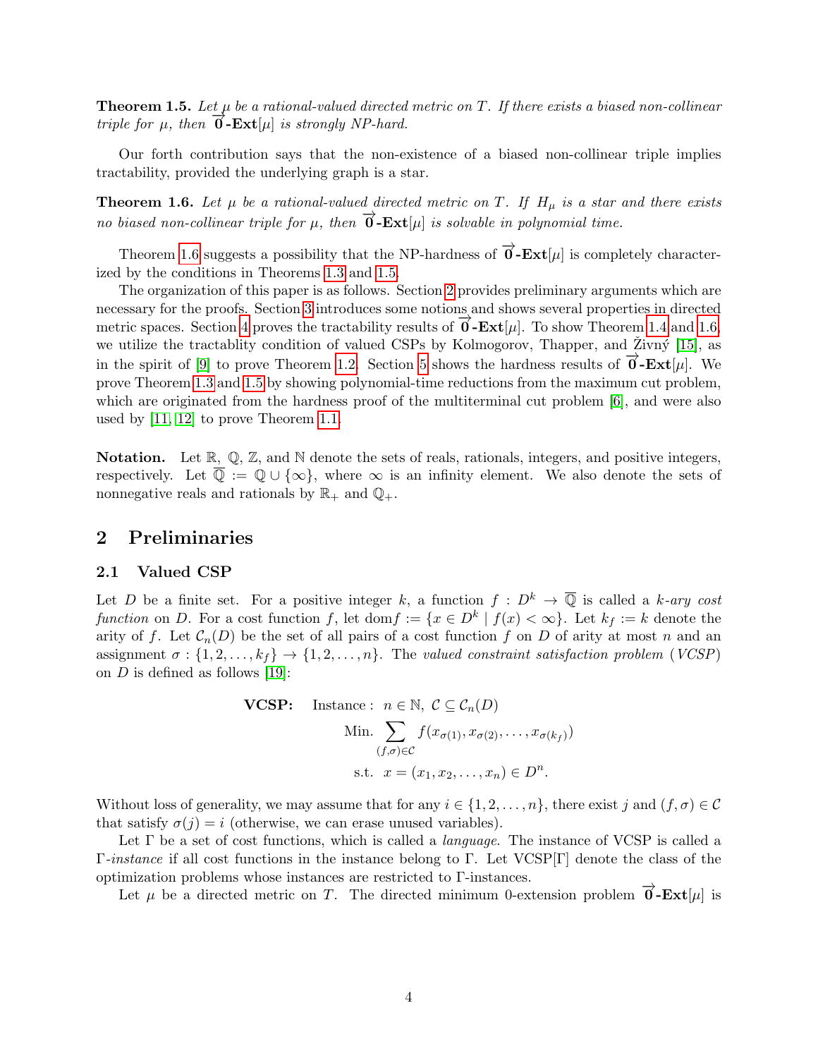**Theorem 1.5.** *Let $\mu$ be a rational-valued directed metric on $T$. If there exists a biased non-collinear triple for $\mu$, then $\overrightarrow{\mathbf{0}}$-**Ext**$[\mu]$ is strongly NP-hard.*

Our forth contribution says that the non-existence of a biased non-collinear triple implies tractability, provided the underlying graph is a star.

**Theorem 1.6.** *Let $\mu$ be a rational-valued directed metric on $T$. If $H_\mu$ is a star and there exists no biased non-collinear triple for $\mu$, then $\overrightarrow{\mathbf{0}}$-**Ext**$[\mu]$ is solvable in polynomial time.*

Theorem 1.6 suggests a possibility that the NP-hardness of $\overrightarrow{\mathbf{0}}$-**Ext**$[\mu]$ is completely characterized by the conditions in Theorems 1.3 and 1.5.

The organization of this paper is as follows. Section 2 provides preliminary arguments which are necessary for the proofs. Section 3 introduces some notions and shows several properties in directed metric spaces. Section 4 proves the tractability results of $\overrightarrow{\mathbf{0}}$-**Ext**$[\mu]$. To show Theorem 1.4 and 1.6, we utilize the tractablity condition of valued CSPs by Kolmogorov, Thapper, and Živný [15], as in the spirit of [9] to prove Theorem 1.2. Section 5 shows the hardness results of $\overrightarrow{\mathbf{0}}$-**Ext**$[\mu]$. We prove Theorem 1.3 and 1.5 by showing polynomial-time reductions from the maximum cut problem, which are originated from the hardness proof of the multiterminal cut problem [6], and were also used by [11, 12] to prove Theorem 1.1.

**Notation.** Let $\mathbb{R}$, $\mathbb{Q}$, $\mathbb{Z}$, and $\mathbb{N}$ denote the sets of reals, rationals, integers, and positive integers, respectively. Let $\overline{\mathbb{Q}} := \mathbb{Q} \cup \{\infty\}$, where $\infty$ is an infinity element. We also denote the sets of nonnegative reals and rationals by $\mathbb{R}_+$ and $\mathbb{Q}_+$.

## 2 Preliminaries

### 2.1 Valued CSP

Let $D$ be a finite set. For a positive integer $k$, a function $f : D^k \to \overline{\mathbb{Q}}$ is called a *$k$-ary cost function* on $D$. For a cost function $f$, let $\mathrm{dom} f := \{x \in D^k \mid f(x) < \infty\}$. Let $k_f := k$ denote the arity of $f$. Let $\mathcal{C}_n(D)$ be the set of all pairs of a cost function $f$ on $D$ of arity at most $n$ and an assignment $\sigma : \{1, 2, \ldots, k_f\} \to \{1, 2, \ldots, n\}$. The *valued constraint satisfaction problem* (*VCSP*) on $D$ is defined as follows [19]:

$$
\begin{aligned}
\textbf{VCSP:} \quad & \text{Instance}: \ n \in \mathbb{N},\ \mathcal{C} \subseteq \mathcal{C}_n(D) \\
& \text{Min.} \sum_{(f,\sigma) \in \mathcal{C}} f(x_{\sigma(1)}, x_{\sigma(2)}, \ldots, x_{\sigma(k_f)}) \\
& \text{s.t.} \ \ x = (x_1, x_2, \ldots, x_n) \in D^n.
\end{aligned}
$$

Without loss of generality, we may assume that for any $i \in \{1, 2, \ldots, n\}$, there exist $j$ and $(f, \sigma) \in \mathcal{C}$ that satisfy $\sigma(j) = i$ (otherwise, we can erase unused variables).

Let $\Gamma$ be a set of cost functions, which is called a *language*. The instance of VCSP is called a *$\Gamma$-instance* if all cost functions in the instance belong to $\Gamma$. Let VCSP$[\Gamma]$ denote the class of the optimization problems whose instances are restricted to $\Gamma$-instances.

Let $\mu$ be a directed metric on $T$. The directed minimum 0-extension problem $\overrightarrow{\mathbf{0}}$-**Ext**$[\mu]$ is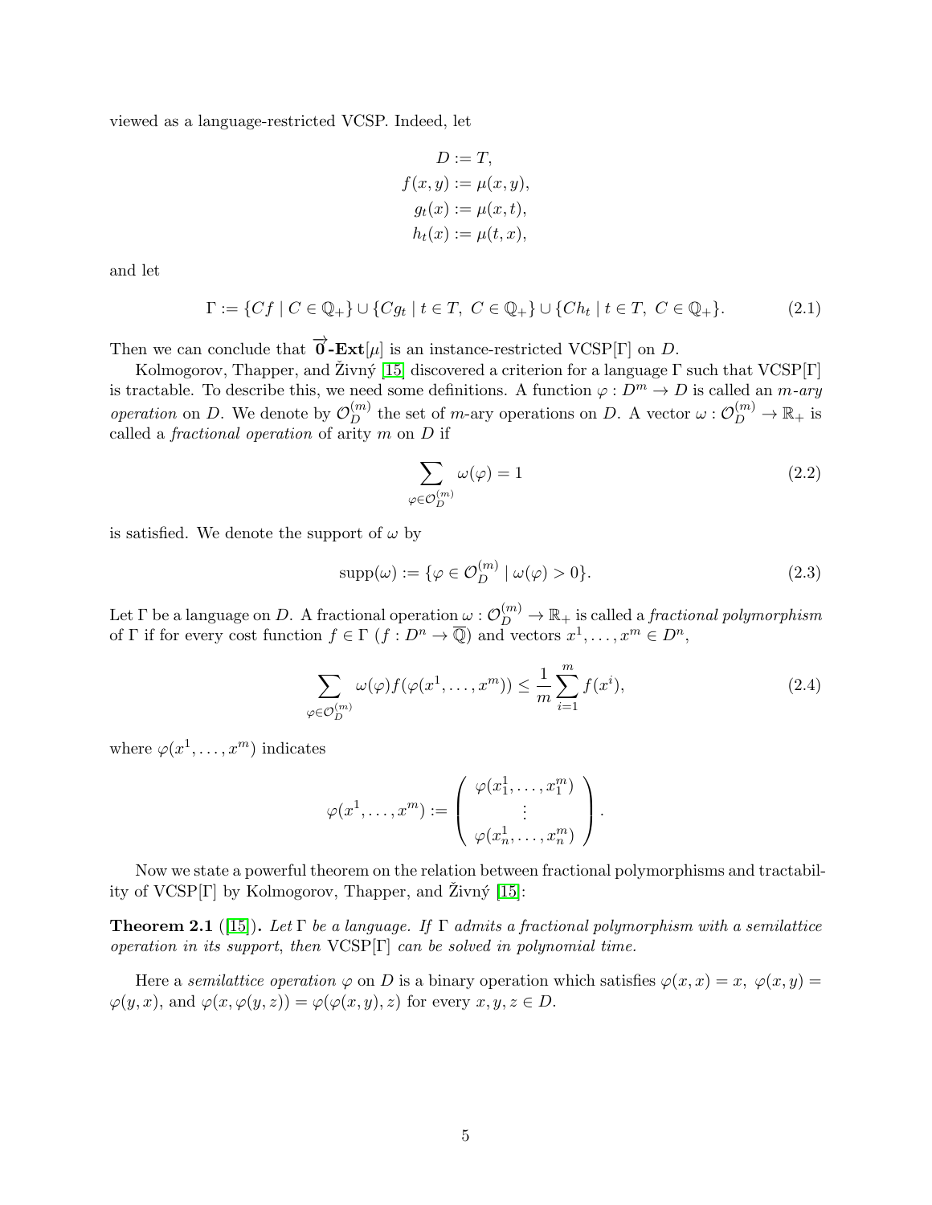viewed as a language-restricted VCSP. Indeed, let

$$
\begin{aligned}
D &:= T, \\
f(x, y) &:= \mu(x, y), \\
g_t(x) &:= \mu(x, t), \\
h_t(x) &:= \mu(t, x),
\end{aligned}
$$

and let

$$
\Gamma := \{Cf \mid C \in \mathbb{Q}_+\} \cup \{Cg_t \mid t \in T,\ C \in \mathbb{Q}_+\} \cup \{Ch_t \mid t \in T,\ C \in \mathbb{Q}_+\}. \tag{2.1}
$$

Then we can conclude that $\overrightarrow{\mathbf{0}}\textbf{-Ext}[\mu]$ is an instance-restricted VCSP[$\Gamma$] on $D$.

Kolmogorov, Thapper, and Živný [15] discovered a criterion for a language $\Gamma$ such that VCSP[$\Gamma$] is tractable. To describe this, we need some definitions. A function $\varphi : D^m \to D$ is called an *$m$-ary operation* on $D$. We denote by $\mathcal{O}_D^{(m)}$ the set of $m$-ary operations on $D$. A vector $\omega : \mathcal{O}_D^{(m)} \to \mathbb{R}_+$ is called a *fractional operation* of arity $m$ on $D$ if

$$
\sum_{\varphi \in \mathcal{O}_D^{(m)}} \omega(\varphi) = 1 \tag{2.2}
$$

is satisfied. We denote the support of $\omega$ by

$$
\mathrm{supp}(\omega) := \{\varphi \in \mathcal{O}_D^{(m)} \mid \omega(\varphi) > 0\}. \tag{2.3}
$$

Let $\Gamma$ be a language on $D$. A fractional operation $\omega : \mathcal{O}_D^{(m)} \to \mathbb{R}_+$ is called a *fractional polymorphism* of $\Gamma$ if for every cost function $f \in \Gamma$ ($f : D^n \to \overline{\mathbb{Q}}$) and vectors $x^1, \ldots, x^m \in D^n$,

$$
\sum_{\varphi \in \mathcal{O}_D^{(m)}} \omega(\varphi) f(\varphi(x^1, \ldots, x^m)) \leq \frac{1}{m} \sum_{i=1}^{m} f(x^i), \tag{2.4}
$$

where $\varphi(x^1, \ldots, x^m)$ indicates

$$
\varphi(x^1, \ldots, x^m) := \begin{pmatrix} \varphi(x_1^1, \ldots, x_1^m) \\ \vdots \\ \varphi(x_n^1, \ldots, x_n^m) \end{pmatrix}.
$$

Now we state a powerful theorem on the relation between fractional polymorphisms and tractability of VCSP[$\Gamma$] by Kolmogorov, Thapper, and Živný [15]:

**Theorem 2.1** ([15]). *Let $\Gamma$ be a language. If $\Gamma$ admits a fractional polymorphism with a semilattice operation in its support, then* VCSP[$\Gamma$] *can be solved in polynomial time.*

Here a *semilattice operation* $\varphi$ on $D$ is a binary operation which satisfies $\varphi(x, x) = x$, $\varphi(x, y) = \varphi(y, x)$, and $\varphi(x, \varphi(y, z)) = \varphi(\varphi(x, y), z)$ for every $x, y, z \in D$.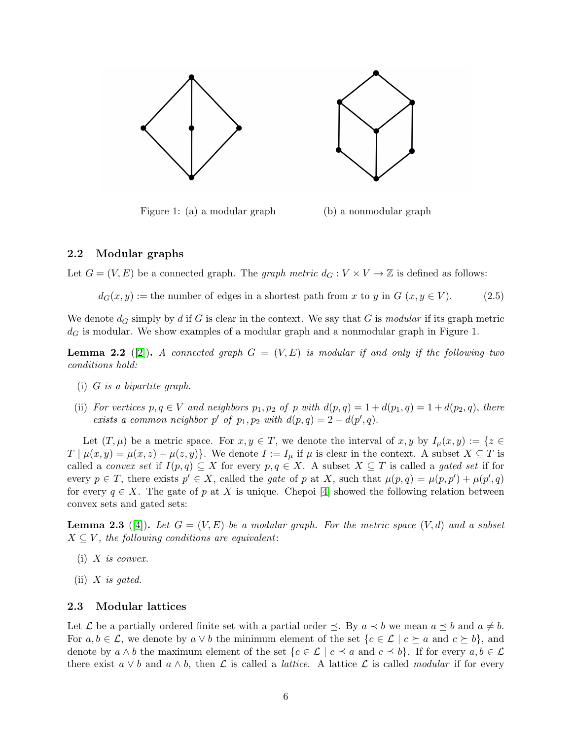Figure 1: (a) a modular graph (b) a nonmodular graph

### 2.2 Modular graphs

Let $G = (V, E)$ be a connected graph. The *graph metric* $d_G : V \times V \to \mathbb{Z}$ is defined as follows:

$$d_G(x, y) := \text{the number of edges in a shortest path from } x \text{ to } y \text{ in } G \ (x, y \in V). \tag{2.5}$$

We denote $d_G$ simply by $d$ if $G$ is clear in the context. We say that $G$ is *modular* if its graph metric $d_G$ is modular. We show examples of a modular graph and a nonmodular graph in Figure 1.

**Lemma 2.2** ([2])**.** *A connected graph $G = (V, E)$ is modular if and only if the following two conditions hold:*

- (i) *$G$ is a bipartite graph.*
- (ii) *For vertices $p, q \in V$ and neighbors $p_1, p_2$ of $p$ with $d(p, q) = 1 + d(p_1, q) = 1 + d(p_2, q)$, there exists a common neighbor $p'$ of $p_1, p_2$ with $d(p, q) = 2 + d(p', q)$.*

Let $(T, \mu)$ be a metric space. For $x, y \in T$, we denote the interval of $x, y$ by $I_\mu(x, y) := \{z \in T \mid \mu(x, y) = \mu(x, z) + \mu(z, y)\}$. We denote $I := I_\mu$ if $\mu$ is clear in the context. A subset $X \subseteq T$ is called a *convex set* if $I(p, q) \subseteq X$ for every $p, q \in X$. A subset $X \subseteq T$ is called a *gated set* if for every $p \in T$, there exists $p' \in X$, called the *gate* of $p$ at $X$, such that $\mu(p, q) = \mu(p, p') + \mu(p', q)$ for every $q \in X$. The gate of $p$ at $X$ is unique. Chepoi [4] showed the following relation between convex sets and gated sets:

**Lemma 2.3** ([4])**.** *Let $G = (V, E)$ be a modular graph. For the metric space $(V, d)$ and a subset $X \subseteq V$, the following conditions are equivalent:*

- (i) *$X$ is convex.*
- (ii) *$X$ is gated.*

### 2.3 Modular lattices

Let $\mathcal{L}$ be a partially ordered finite set with a partial order $\preceq$. By $a \prec b$ we mean $a \preceq b$ and $a \neq b$. For $a, b \in \mathcal{L}$, we denote by $a \vee b$ the minimum element of the set $\{c \in \mathcal{L} \mid c \succeq a \text{ and } c \succeq b\}$, and denote by $a \wedge b$ the maximum element of the set $\{c \in \mathcal{L} \mid c \preceq a \text{ and } c \preceq b\}$. If for every $a, b \in \mathcal{L}$ there exist $a \vee b$ and $a \wedge b$, then $\mathcal{L}$ is called a *lattice*. A lattice $\mathcal{L}$ is called *modular* if for every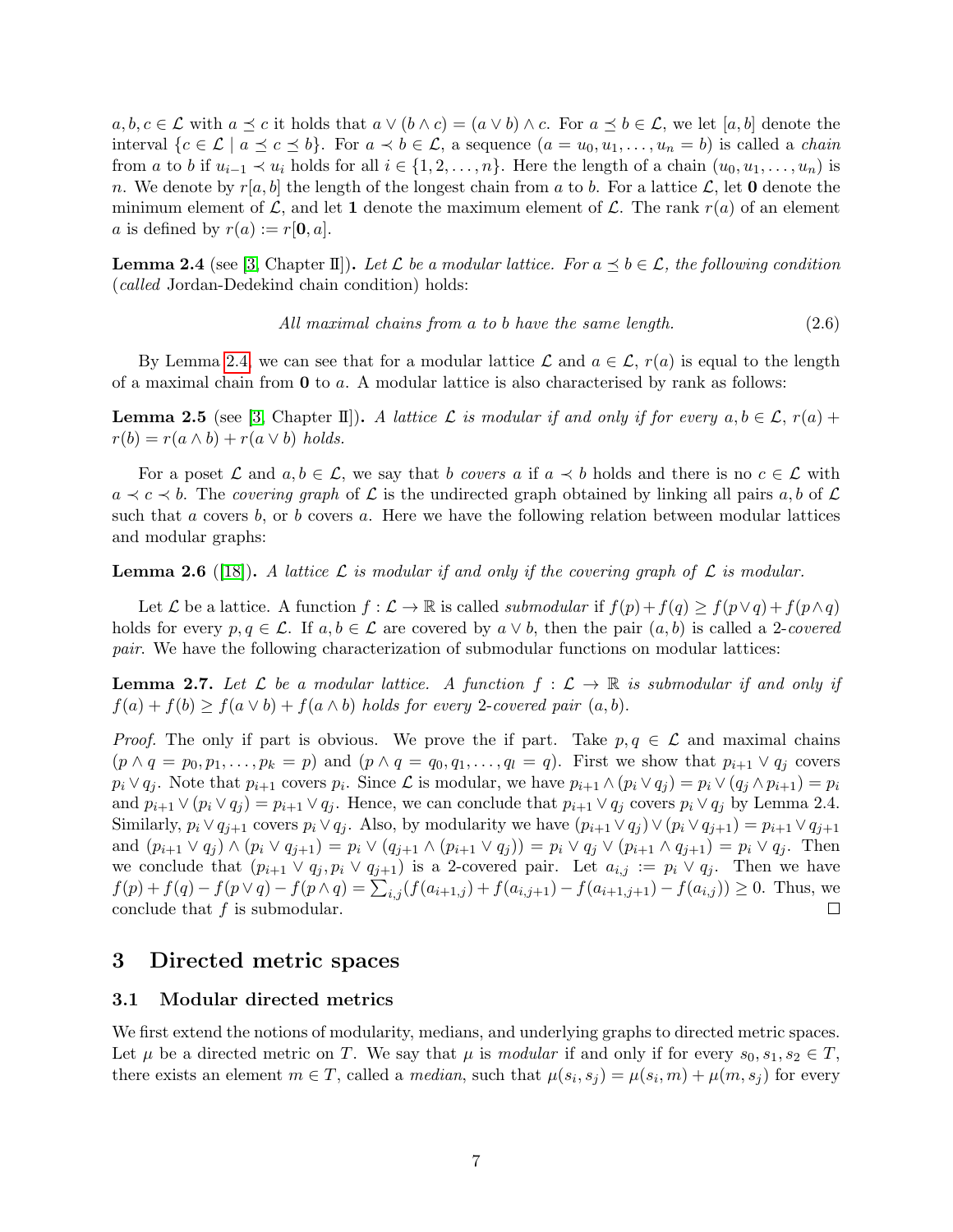$a, b, c \in \mathcal{L}$ with $a \preceq c$ it holds that $a \vee (b \wedge c) = (a \vee b) \wedge c$. For $a \preceq b \in \mathcal{L}$, we let $[a, b]$ denote the interval $\{c \in \mathcal{L} \mid a \preceq c \preceq b\}$. For $a \prec b \in \mathcal{L}$, a sequence $(a = u_0, u_1, \ldots, u_n = b)$ is called a *chain* from $a$ to $b$ if $u_{i-1} \prec u_i$ holds for all $i \in \{1, 2, \ldots, n\}$. Here the length of a chain $(u_0, u_1, \ldots, u_n)$ is $n$. We denote by $r[a, b]$ the length of the longest chain from $a$ to $b$. For a lattice $\mathcal{L}$, let $\mathbf{0}$ denote the minimum element of $\mathcal{L}$, and let $\mathbf{1}$ denote the maximum element of $\mathcal{L}$. The rank $r(a)$ of an element $a$ is defined by $r(a) := r[\mathbf{0}, a]$.

**Lemma 2.4** (see [3, Chapter II]). *Let $\mathcal{L}$ be a modular lattice. For $a \preceq b \in \mathcal{L}$, the following condition (called* Jordan-Dedekind chain condition*) holds:*

$$\text{All maximal chains from } a \text{ to } b \text{ have the same length.} \tag{2.6}$$

By Lemma 2.4, we can see that for a modular lattice $\mathcal{L}$ and $a \in \mathcal{L}$, $r(a)$ is equal to the length of a maximal chain from $\mathbf{0}$ to $a$. A modular lattice is also characterised by rank as follows:

**Lemma 2.5** (see [3, Chapter II]). *A lattice $\mathcal{L}$ is modular if and only if for every $a, b \in \mathcal{L}$, $r(a) + r(b) = r(a \wedge b) + r(a \vee b)$ holds.*

For a poset $\mathcal{L}$ and $a, b \in \mathcal{L}$, we say that $b$ *covers* $a$ if $a \prec b$ holds and there is no $c \in \mathcal{L}$ with $a \prec c \prec b$. The *covering graph* of $\mathcal{L}$ is the undirected graph obtained by linking all pairs $a, b$ of $\mathcal{L}$ such that $a$ covers $b$, or $b$ covers $a$. Here we have the following relation between modular lattices and modular graphs:

**Lemma 2.6** ([18]). *A lattice $\mathcal{L}$ is modular if and only if the covering graph of $\mathcal{L}$ is modular.*

Let $\mathcal{L}$ be a lattice. A function $f : \mathcal{L} \to \mathbb{R}$ is called *submodular* if $f(p) + f(q) \geq f(p \vee q) + f(p \wedge q)$ holds for every $p, q \in \mathcal{L}$. If $a, b \in \mathcal{L}$ are covered by $a \vee b$, then the pair $(a, b)$ is called a *2-covered pair*. We have the following characterization of submodular functions on modular lattices:

**Lemma 2.7.** *Let $\mathcal{L}$ be a modular lattice. A function $f : \mathcal{L} \to \mathbb{R}$ is submodular if and only if $f(a) + f(b) \geq f(a \vee b) + f(a \wedge b)$ holds for every 2-covered pair $(a, b)$.*

*Proof.* The only if part is obvious. We prove the if part. Take $p, q \in \mathcal{L}$ and maximal chains $(p \wedge q = p_0, p_1, \ldots, p_k = p)$ and $(p \wedge q = q_0, q_1, \ldots, q_l = q)$. First we show that $p_{i+1} \vee q_j$ covers $p_i \vee q_j$. Note that $p_{i+1}$ covers $p_i$. Since $\mathcal{L}$ is modular, we have $p_{i+1} \wedge (p_i \vee q_j) = p_i \vee (q_j \wedge p_{i+1}) = p_i$ and $p_{i+1} \vee (p_i \vee q_j) = p_{i+1} \vee q_j$. Hence, we can conclude that $p_{i+1} \vee q_j$ covers $p_i \vee q_j$ by Lemma 2.4. Similarly, $p_i \vee q_{j+1}$ covers $p_i \vee q_j$. Also, by modularity we have $(p_{i+1} \vee q_j) \vee (p_i \vee q_{j+1}) = p_{i+1} \vee q_{j+1}$ and $(p_{i+1} \vee q_j) \wedge (p_i \vee q_{j+1}) = p_i \vee (q_{j+1} \wedge (p_{i+1} \vee q_j)) = p_i \vee q_j \vee (p_{i+1} \wedge q_{j+1}) = p_i \vee q_j$. Then we conclude that $(p_{i+1} \vee q_j, p_i \vee q_{j+1})$ is a 2-covered pair. Let $a_{i,j} := p_i \vee q_j$. Then we have $f(p) + f(q) - f(p \vee q) - f(p \wedge q) = \sum_{i,j} (f(a_{i+1,j}) + f(a_{i,j+1}) - f(a_{i+1,j+1}) - f(a_{i,j})) \geq 0$. Thus, we conclude that $f$ is submodular. $\square$

# 3 Directed metric spaces

## 3.1 Modular directed metrics

We first extend the notions of modularity, medians, and underlying graphs to directed metric spaces. Let $\mu$ be a directed metric on $T$. We say that $\mu$ is *modular* if and only if for every $s_0, s_1, s_2 \in T$, there exists an element $m \in T$, called a *median*, such that $\mu(s_i, s_j) = \mu(s_i, m) + \mu(m, s_j)$ for every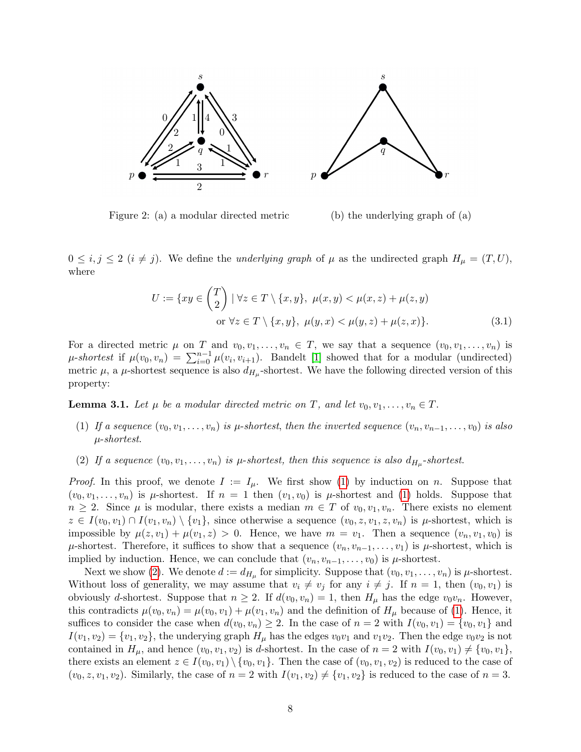Figure 2: (a) a modular directed metric (b) the underlying graph of (a)

$0 \leq i, j \leq 2$ $(i \neq j)$. We define the *underlying graph* of $\mu$ as the undirected graph $H_\mu = (T, U)$, where

$$U := \{xy \in \binom{T}{2} \mid \forall z \in T \setminus \{x, y\},\ \mu(x, y) < \mu(x, z) + \mu(z, y)$$
$$\text{or } \forall z \in T \setminus \{x, y\},\ \mu(y, x) < \mu(y, z) + \mu(z, x)\}. \tag{3.1}$$

For a directed metric $\mu$ on $T$ and $v_0, v_1, \ldots, v_n \in T$, we say that a sequence $(v_0, v_1, \ldots, v_n)$ is *$\mu$-shortest* if $\mu(v_0, v_n) = \sum_{i=0}^{n-1} \mu(v_i, v_{i+1})$. Bandelt [1] showed that for a modular (undirected) metric $\mu$, a $\mu$-shortest sequence is also $d_{H_\mu}$-shortest. We have the following directed version of this property:

**Lemma 3.1.** *Let $\mu$ be a modular directed metric on $T$, and let $v_0, v_1, \ldots, v_n \in T$.*

(1) *If a sequence $(v_0, v_1, \ldots, v_n)$ is $\mu$-shortest, then the inverted sequence $(v_n, v_{n-1}, \ldots, v_0)$ is also $\mu$-shortest.*

(2) *If a sequence $(v_0, v_1, \ldots, v_n)$ is $\mu$-shortest, then this sequence is also $d_{H_\mu}$-shortest.*

*Proof.* In this proof, we denote $I := I_\mu$. We first show (1) by induction on $n$. Suppose that $(v_0, v_1, \ldots, v_n)$ is $\mu$-shortest. If $n = 1$ then $(v_1, v_0)$ is $\mu$-shortest and (1) holds. Suppose that $n \geq 2$. Since $\mu$ is modular, there exists a median $m \in T$ of $v_0, v_1, v_n$. There exists no element $z \in I(v_0, v_1) \cap I(v_1, v_n) \setminus \{v_1\}$, since otherwise a sequence $(v_0, z, v_1, z, v_n)$ is $\mu$-shortest, which is impossible by $\mu(z, v_1) + \mu(v_1, z) > 0$. Hence, we have $m = v_1$. Then a sequence $(v_n, v_1, v_0)$ is $\mu$-shortest. Therefore, it suffices to show that a sequence $(v_n, v_{n-1}, \ldots, v_1)$ is $\mu$-shortest, which is implied by induction. Hence, we can conclude that $(v_n, v_{n-1}, \ldots, v_0)$ is $\mu$-shortest.

Next we show (2). We denote $d := d_{H_\mu}$ for simplicity. Suppose that $(v_0, v_1, \ldots, v_n)$ is $\mu$-shortest. Without loss of generality, we may assume that $v_i \neq v_j$ for any $i \neq j$. If $n = 1$, then $(v_0, v_1)$ is obviously $d$-shortest. Suppose that $n \geq 2$. If $d(v_0, v_n) = 1$, then $H_\mu$ has the edge $v_0 v_n$. However, this contradicts $\mu(v_0, v_n) = \mu(v_0, v_1) + \mu(v_1, v_n)$ and the definition of $H_\mu$ because of (1). Hence, it suffices to consider the case when $d(v_0, v_n) \geq 2$. In the case of $n = 2$ with $I(v_0, v_1) = \{v_0, v_1\}$ and $I(v_1, v_2) = \{v_1, v_2\}$, the underying graph $H_\mu$ has the edges $v_0 v_1$ and $v_1 v_2$. Then the edge $v_0 v_2$ is not contained in $H_\mu$, and hence $(v_0, v_1, v_2)$ is $d$-shortest. In the case of $n = 2$ with $I(v_0, v_1) \neq \{v_0, v_1\}$, there exists an element $z \in I(v_0, v_1) \setminus \{v_0, v_1\}$. Then the case of $(v_0, v_1, v_2)$ is reduced to the case of $(v_0, z, v_1, v_2)$. Similarly, the case of $n = 2$ with $I(v_1, v_2) \neq \{v_1, v_2\}$ is reduced to the case of $n = 3$.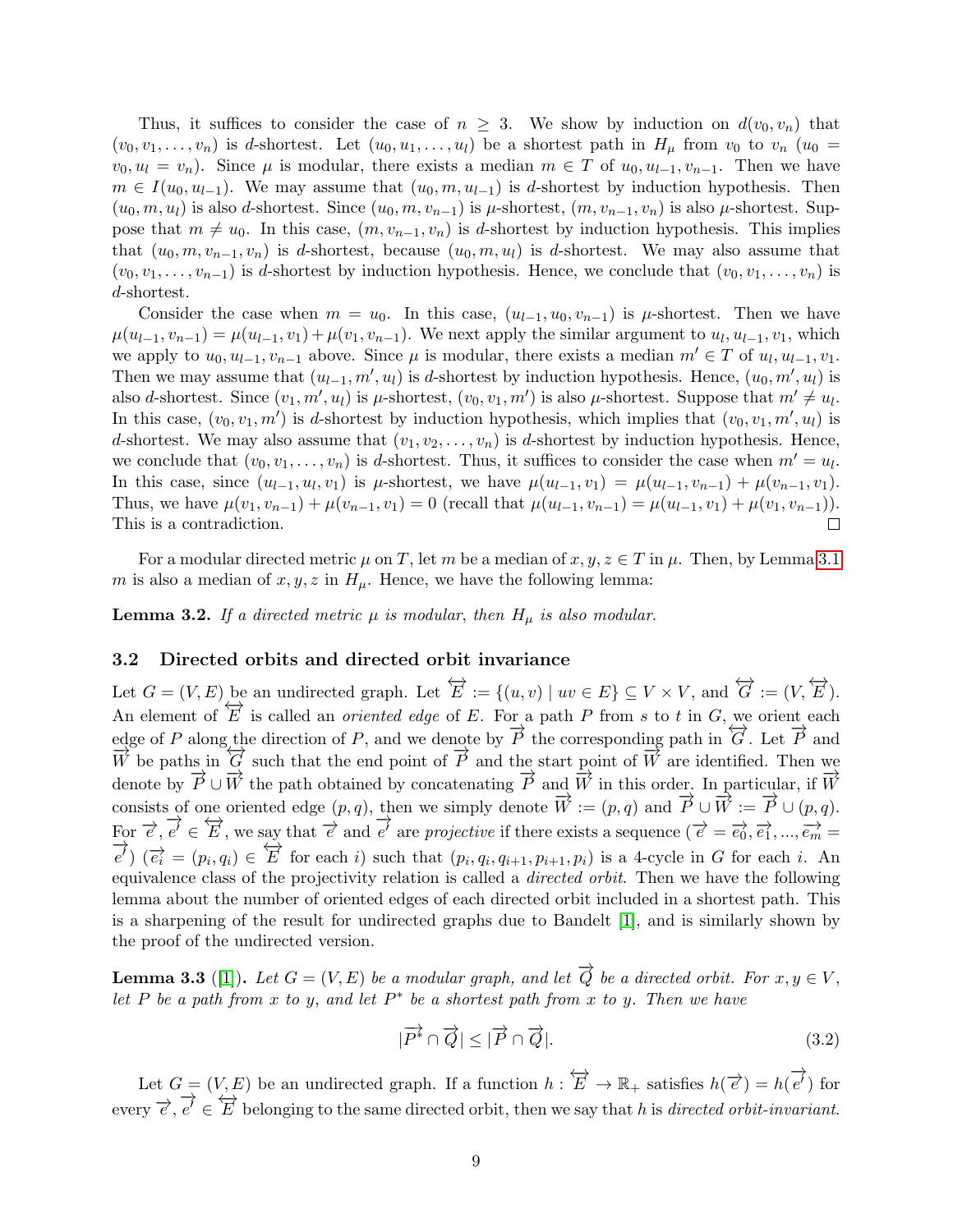Thus, it suffices to consider the case of $n \geq 3$. We show by induction on $d(v_0, v_n)$ that $(v_0, v_1, \ldots, v_n)$ is $d$-shortest. Let $(u_0, u_1, \ldots, u_l)$ be a shortest path in $H_\mu$ from $v_0$ to $v_n$ ($u_0 = v_0, u_l = v_n$). Since $\mu$ is modular, there exists a median $m \in T$ of $u_0, u_{l-1}, v_{n-1}$. Then we have $m \in I(u_0, u_{l-1})$. We may assume that $(u_0, m, u_{l-1})$ is $d$-shortest by induction hypothesis. Then $(u_0, m, u_l)$ is also $d$-shortest. Since $(u_0, m, v_{n-1})$ is $\mu$-shortest, $(m, v_{n-1}, v_n)$ is also $\mu$-shortest. Suppose that $m \neq u_0$. In this case, $(m, v_{n-1}, v_n)$ is $d$-shortest by induction hypothesis. This implies that $(u_0, m, v_{n-1}, v_n)$ is $d$-shortest, because $(u_0, m, u_l)$ is $d$-shortest. We may also assume that $(v_0, v_1, \ldots, v_{n-1})$ is $d$-shortest by induction hypothesis. Hence, we conclude that $(v_0, v_1, \ldots, v_n)$ is $d$-shortest.

Consider the case when $m = u_0$. In this case, $(u_{l-1}, u_0, v_{n-1})$ is $\mu$-shortest. Then we have $\mu(u_{l-1}, v_{n-1}) = \mu(u_{l-1}, v_1) + \mu(v_1, v_{n-1})$. We next apply the similar argument to $u_l, u_{l-1}, v_1$, which we apply to $u_0, u_{l-1}, v_{n-1}$ above. Since $\mu$ is modular, there exists a median $m' \in T$ of $u_l, u_{l-1}, v_1$. Then we may assume that $(u_{l-1}, m', u_l)$ is $d$-shortest by induction hypothesis. Hence, $(u_0, m', u_l)$ is also $d$-shortest. Since $(v_1, m', u_l)$ is $\mu$-shortest, $(v_0, v_1, m')$ is also $\mu$-shortest. Suppose that $m' \neq u_l$. In this case, $(v_0, v_1, m')$ is $d$-shortest by induction hypothesis, which implies that $(v_0, v_1, m', u_l)$ is $d$-shortest. We may also assume that $(v_1, v_2, \ldots, v_n)$ is $d$-shortest by induction hypothesis. Hence, we conclude that $(v_0, v_1, \ldots, v_n)$ is $d$-shortest. Thus, it suffices to consider the case when $m' = u_l$. In this case, since $(u_{l-1}, u_l, v_1)$ is $\mu$-shortest, we have $\mu(u_{l-1}, v_1) = \mu(u_{l-1}, v_{n-1}) + \mu(v_{n-1}, v_1)$. Thus, we have $\mu(v_1, v_{n-1}) + \mu(v_{n-1}, v_1) = 0$ (recall that $\mu(u_{l-1}, v_{n-1}) = \mu(u_{l-1}, v_1) + \mu(v_1, v_{n-1})$). This is a contradiction. $\square$

For a modular directed metric $\mu$ on $T$, let $m$ be a median of $x, y, z \in T$ in $\mu$. Then, by Lemma 3.1 $m$ is also a median of $x, y, z$ in $H_\mu$. Hence, we have the following lemma:

**Lemma 3.2.** *If a directed metric $\mu$ is modular, then $H_\mu$ is also modular.*

### 3.2 Directed orbits and directed orbit invariance

Let $G = (V, E)$ be an undirected graph. Let $\overleftrightarrow{E} := \{(u, v) \mid uv \in E\} \subseteq V \times V$, and $\overleftrightarrow{G} := (V, \overleftrightarrow{E})$. An element of $\overleftrightarrow{E}$ is called an *oriented edge* of $E$. For a path $P$ from $s$ to $t$ in $G$, we orient each edge of $P$ along the direction of $P$, and we denote by $\overrightarrow{P}$ the corresponding path in $\overleftrightarrow{G}$. Let $\overrightarrow{P}$ and $\overrightarrow{W}$ be paths in $\overleftrightarrow{G}$ such that the end point of $\overrightarrow{P}$ and the start point of $\overrightarrow{W}$ are identified. Then we denote by $\overrightarrow{P} \cup \overrightarrow{W}$ the path obtained by concatenating $\overrightarrow{P}$ and $\overrightarrow{W}$ in this order. In particular, if $\overrightarrow{W}$ consists of one oriented edge $(p, q)$, then we simply denote $\overrightarrow{W} := (p, q)$ and $\overrightarrow{P} \cup \overrightarrow{W} := \overrightarrow{P} \cup (p, q)$. For $\overrightarrow{e}, \overrightarrow{e'} \in \overleftrightarrow{E}$, we say that $\overrightarrow{e}$ and $\overrightarrow{e'}$ are *projective* if there exists a sequence $(\overrightarrow{e} = \overrightarrow{e_0}, \overrightarrow{e_1}, ..., \overrightarrow{e_m} = \overrightarrow{e'})$ ($\overrightarrow{e_i} = (p_i, q_i) \in \overleftrightarrow{E}$ for each $i$) such that $(p_i, q_i, q_{i+1}, p_{i+1}, p_i)$ is a 4-cycle in $G$ for each $i$. An equivalence class of the projectivity relation is called a *directed orbit*. Then we have the following lemma about the number of oriented edges of each directed orbit included in a shortest path. This is a sharpening of the result for undirected graphs due to Bandelt [1], and is similarly shown by the proof of the undirected version.

**Lemma 3.3** ([1])**.** *Let $G = (V, E)$ be a modular graph, and let $\overrightarrow{Q}$ be a directed orbit. For $x, y \in V$, let $P$ be a path from $x$ to $y$, and let $P^*$ be a shortest path from $x$ to $y$. Then we have*

$$|\overrightarrow{P^*} \cap \overrightarrow{Q}| \leq |\overrightarrow{P} \cap \overrightarrow{Q}|. \tag{3.2}$$

Let $G = (V, E)$ be an undirected graph. If a function $h : \overleftrightarrow{E} \to \mathbb{R}_+$ satisfies $h(\overrightarrow{e}) = h(\overrightarrow{e'})$ for every $\overrightarrow{e}, \overrightarrow{e'} \in \overleftrightarrow{E}$ belonging to the same directed orbit, then we say that $h$ is *directed orbit-invariant*.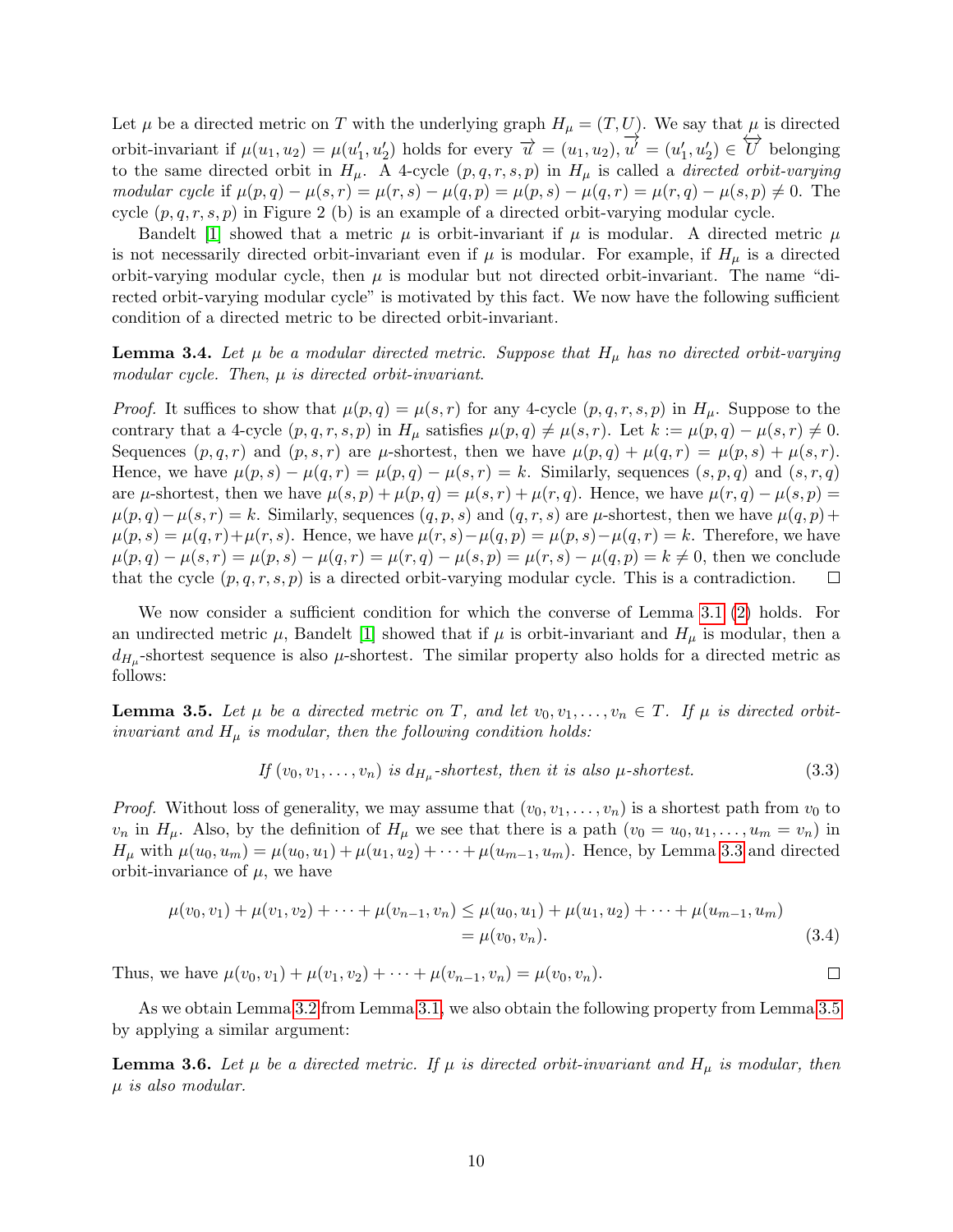Let $\mu$ be a directed metric on $T$ with the underlying graph $H_\mu = (T, U)$. We say that $\mu$ is directed orbit-invariant if $\mu(u_1, u_2) = \mu(u'_1, u'_2)$ holds for every $\overrightarrow{u} = (u_1, u_2), \overrightarrow{u'} = (u'_1, u'_2) \in \overleftrightarrow{U}$ belonging to the same directed orbit in $H_\mu$. A 4-cycle $(p, q, r, s, p)$ in $H_\mu$ is called a *directed orbit-varying modular cycle* if $\mu(p, q) - \mu(s, r) = \mu(r, s) - \mu(q, p) = \mu(p, s) - \mu(q, r) = \mu(r, q) - \mu(s, p) \neq 0$. The cycle $(p, q, r, s, p)$ in Figure 2 (b) is an example of a directed orbit-varying modular cycle.

Bandelt [1] showed that a metric $\mu$ is orbit-invariant if $\mu$ is modular. A directed metric $\mu$ is not necessarily directed orbit-invariant even if $\mu$ is modular. For example, if $H_\mu$ is a directed orbit-varying modular cycle, then $\mu$ is modular but not directed orbit-invariant. The name "directed orbit-varying modular cycle" is motivated by this fact. We now have the following sufficient condition of a directed metric to be directed orbit-invariant.

**Lemma 3.4.** *Let $\mu$ be a modular directed metric. Suppose that $H_\mu$ has no directed orbit-varying modular cycle. Then, $\mu$ is directed orbit-invariant.*

*Proof.* It suffices to show that $\mu(p, q) = \mu(s, r)$ for any 4-cycle $(p, q, r, s, p)$ in $H_\mu$. Suppose to the contrary that a 4-cycle $(p, q, r, s, p)$ in $H_\mu$ satisfies $\mu(p, q) \neq \mu(s, r)$. Let $k := \mu(p, q) - \mu(s, r) \neq 0$. Sequences $(p, q, r)$ and $(p, s, r)$ are $\mu$-shortest, then we have $\mu(p, q) + \mu(q, r) = \mu(p, s) + \mu(s, r)$. Hence, we have $\mu(p, s) - \mu(q, r) = \mu(p, q) - \mu(s, r) = k$. Similarly, sequences $(s, p, q)$ and $(s, r, q)$ are $\mu$-shortest, then we have $\mu(s, p) + \mu(p, q) = \mu(s, r) + \mu(r, q)$. Hence, we have $\mu(r, q) - \mu(s, p) = \mu(p, q) - \mu(s, r) = k$. Similarly, sequences $(q, p, s)$ and $(q, r, s)$ are $\mu$-shortest, then we have $\mu(q, p) + \mu(p, s) = \mu(q, r) + \mu(r, s)$. Hence, we have $\mu(r, s) - \mu(q, p) = \mu(p, s) - \mu(q, r) = k$. Therefore, we have $\mu(p, q) - \mu(s, r) = \mu(p, s) - \mu(q, r) = \mu(r, q) - \mu(s, p) = \mu(r, s) - \mu(q, p) = k \neq 0$, then we conclude that the cycle $(p, q, r, s, p)$ is a directed orbit-varying modular cycle. This is a contradiction. $\square$

We now consider a sufficient condition for which the converse of Lemma 3.1 (2) holds. For an undirected metric $\mu$, Bandelt [1] showed that if $\mu$ is orbit-invariant and $H_\mu$ is modular, then a $d_{H_\mu}$-shortest sequence is also $\mu$-shortest. The similar property also holds for a directed metric as follows:

**Lemma 3.5.** *Let $\mu$ be a directed metric on $T$, and let $v_0, v_1, \ldots, v_n \in T$. If $\mu$ is directed orbit-invariant and $H_\mu$ is modular, then the following condition holds:*

$$\text{If } (v_0, v_1, \ldots, v_n) \text{ is } d_{H_\mu}\text{-shortest, then it is also } \mu\text{-shortest.} \tag{3.3}$$

*Proof.* Without loss of generality, we may assume that $(v_0, v_1, \ldots, v_n)$ is a shortest path from $v_0$ to $v_n$ in $H_\mu$. Also, by the definition of $H_\mu$ we see that there is a path $(v_0 = u_0, u_1, \ldots, u_m = v_n)$ in $H_\mu$ with $\mu(u_0, u_m) = \mu(u_0, u_1) + \mu(u_1, u_2) + \cdots + \mu(u_{m-1}, u_m)$. Hence, by Lemma 3.3 and directed orbit-invariance of $\mu$, we have

$$\begin{aligned} \mu(v_0, v_1) + \mu(v_1, v_2) + \cdots + \mu(v_{n-1}, v_n) &\leq \mu(u_0, u_1) + \mu(u_1, u_2) + \cdots + \mu(u_{m-1}, u_m) \\ &= \mu(v_0, v_n). \end{aligned} \tag{3.4}$$

Thus, we have $\mu(v_0, v_1) + \mu(v_1, v_2) + \cdots + \mu(v_{n-1}, v_n) = \mu(v_0, v_n)$. $\square$

As we obtain Lemma 3.2 from Lemma 3.1, we also obtain the following property from Lemma 3.5 by applying a similar argument:

**Lemma 3.6.** *Let $\mu$ be a directed metric. If $\mu$ is directed orbit-invariant and $H_\mu$ is modular, then $\mu$ is also modular.*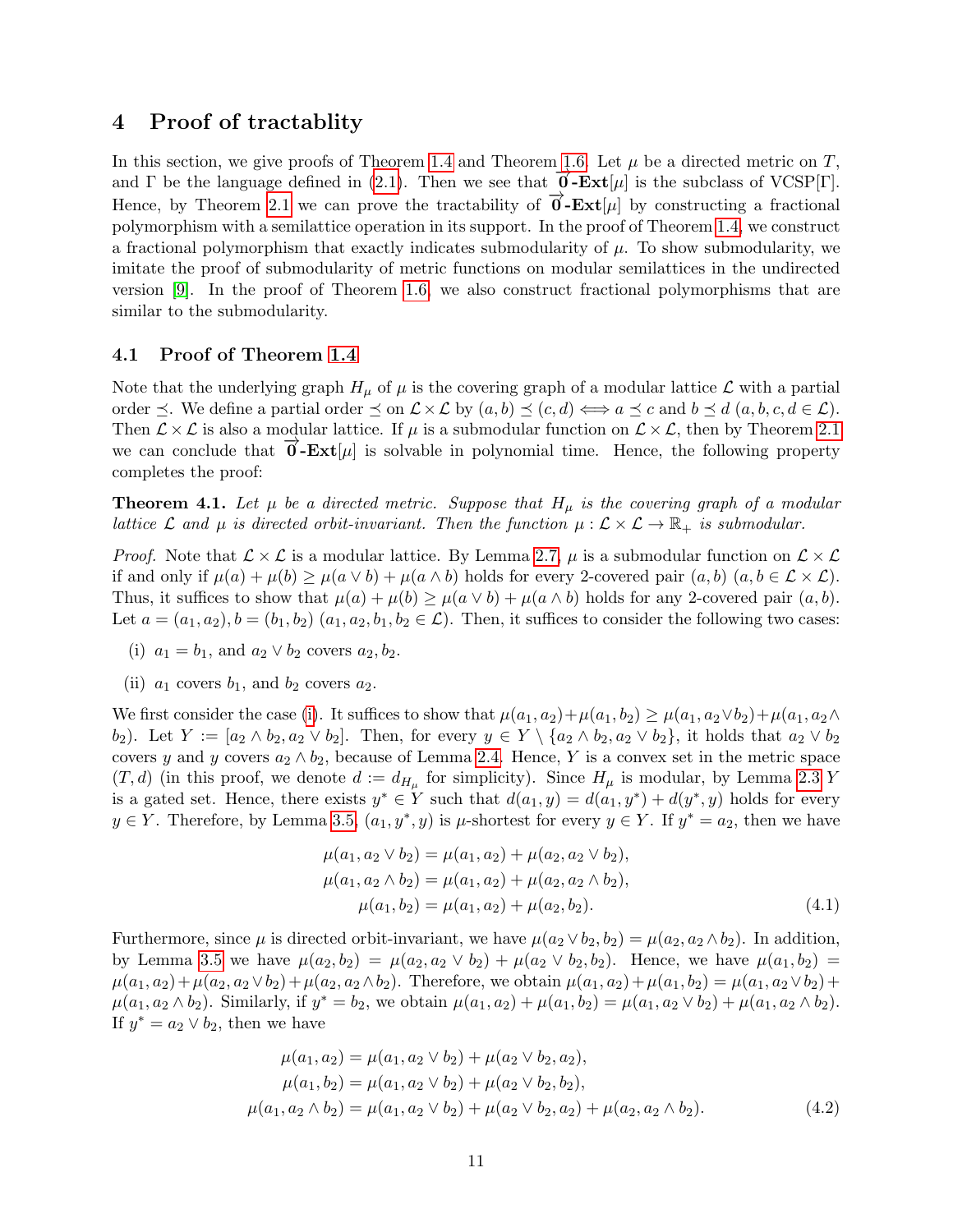# 4 Proof of tractablity

In this section, we give proofs of Theorem 1.4 and Theorem 1.6. Let $\mu$ be a directed metric on $T$, and $\Gamma$ be the language defined in (2.1). Then we see that $\overrightarrow{\mathbf{0}}$**-Ext**$[\mu]$ is the subclass of VCSP$[\Gamma]$. Hence, by Theorem 2.1 we can prove the tractability of $\overrightarrow{\mathbf{0}}$**-Ext**$[\mu]$ by constructing a fractional polymorphism with a semilattice operation in its support. In the proof of Theorem 1.4, we construct a fractional polymorphism that exactly indicates submodularity of $\mu$. To show submodularity, we imitate the proof of submodularity of metric functions on modular semilattices in the undirected version [9]. In the proof of Theorem 1.6, we also construct fractional polymorphisms that are similar to the submodularity.

## 4.1 Proof of Theorem 1.4

Note that the underlying graph $H_\mu$ of $\mu$ is the covering graph of a modular lattice $\mathcal{L}$ with a partial order $\preceq$. We define a partial order $\preceq$ on $\mathcal{L} \times \mathcal{L}$ by $(a, b) \preceq (c, d) \iff a \preceq c$ and $b \preceq d$ $(a, b, c, d \in \mathcal{L})$. Then $\mathcal{L} \times \mathcal{L}$ is also a modular lattice. If $\mu$ is a submodular function on $\mathcal{L} \times \mathcal{L}$, then by Theorem 2.1 we can conclude that $\overrightarrow{\mathbf{0}}$**-Ext**$[\mu]$ is solvable in polynomial time. Hence, the following property completes the proof:

**Theorem 4.1.** *Let $\mu$ be a directed metric. Suppose that $H_\mu$ is the covering graph of a modular lattice $\mathcal{L}$ and $\mu$ is directed orbit-invariant. Then the function $\mu : \mathcal{L} \times \mathcal{L} \to \mathbb{R}_+$ is submodular.*

*Proof.* Note that $\mathcal{L} \times \mathcal{L}$ is a modular lattice. By Lemma 2.7, $\mu$ is a submodular function on $\mathcal{L} \times \mathcal{L}$ if and only if $\mu(a) + \mu(b) \geq \mu(a \vee b) + \mu(a \wedge b)$ holds for every 2-covered pair $(a, b)$ $(a, b \in \mathcal{L} \times \mathcal{L})$. Thus, it suffices to show that $\mu(a) + \mu(b) \geq \mu(a \vee b) + \mu(a \wedge b)$ holds for any 2-covered pair $(a, b)$. Let $a = (a_1, a_2), b = (b_1, b_2)$ $(a_1, a_2, b_1, b_2 \in \mathcal{L})$. Then, it suffices to consider the following two cases:

(i) $a_1 = b_1$, and $a_2 \vee b_2$ covers $a_2, b_2$.

(ii) $a_1$ covers $b_1$, and $b_2$ covers $a_2$.

We first consider the case (i). It suffices to show that $\mu(a_1, a_2)+\mu(a_1, b_2) \geq \mu(a_1, a_2\vee b_2)+\mu(a_1, a_2\wedge b_2)$. Let $Y := [a_2 \wedge b_2, a_2 \vee b_2]$. Then, for every $y \in Y \setminus \{a_2 \wedge b_2, a_2 \vee b_2\}$, it holds that $a_2 \vee b_2$ covers $y$ and $y$ covers $a_2 \wedge b_2$, because of Lemma 2.4. Hence, $Y$ is a convex set in the metric space $(T, d)$ (in this proof, we denote $d := d_{H_\mu}$ for simplicity). Since $H_\mu$ is modular, by Lemma 2.3 $Y$ is a gated set. Hence, there exists $y^* \in Y$ such that $d(a_1, y) = d(a_1, y^*) + d(y^*, y)$ holds for every $y \in Y$. Therefore, by Lemma 3.5, $(a_1, y^*, y)$ is $\mu$-shortest for every $y \in Y$. If $y^* = a_2$, then we have

$$
\begin{aligned}
\mu(a_1, a_2 \vee b_2) &= \mu(a_1, a_2) + \mu(a_2, a_2 \vee b_2), \\
\mu(a_1, a_2 \wedge b_2) &= \mu(a_1, a_2) + \mu(a_2, a_2 \wedge b_2), \\
\mu(a_1, b_2) &= \mu(a_1, a_2) + \mu(a_2, b_2).
\end{aligned} \tag{4.1}
$$

Furthermore, since $\mu$ is directed orbit-invariant, we have $\mu(a_2 \vee b_2, b_2) = \mu(a_2, a_2 \wedge b_2)$. In addition, by Lemma 3.5 we have $\mu(a_2, b_2) = \mu(a_2, a_2 \vee b_2) + \mu(a_2 \vee b_2, b_2)$. Hence, we have $\mu(a_1, b_2) = \mu(a_1, a_2)+\mu(a_2, a_2\vee b_2)+\mu(a_2, a_2\wedge b_2)$. Therefore, we obtain $\mu(a_1, a_2)+\mu(a_1, b_2) = \mu(a_1, a_2\vee b_2)+ \mu(a_1, a_2 \wedge b_2)$. Similarly, if $y^* = b_2$, we obtain $\mu(a_1, a_2) + \mu(a_1, b_2) = \mu(a_1, a_2 \vee b_2) + \mu(a_1, a_2 \wedge b_2)$. If $y^* = a_2 \vee b_2$, then we have

$$
\begin{aligned}
\mu(a_1, a_2) &= \mu(a_1, a_2 \vee b_2) + \mu(a_2 \vee b_2, a_2), \\
\mu(a_1, b_2) &= \mu(a_1, a_2 \vee b_2) + \mu(a_2 \vee b_2, b_2), \\
\mu(a_1, a_2 \wedge b_2) &= \mu(a_1, a_2 \vee b_2) + \mu(a_2 \vee b_2, a_2) + \mu(a_2, a_2 \wedge b_2).
\end{aligned} \tag{4.2}
$$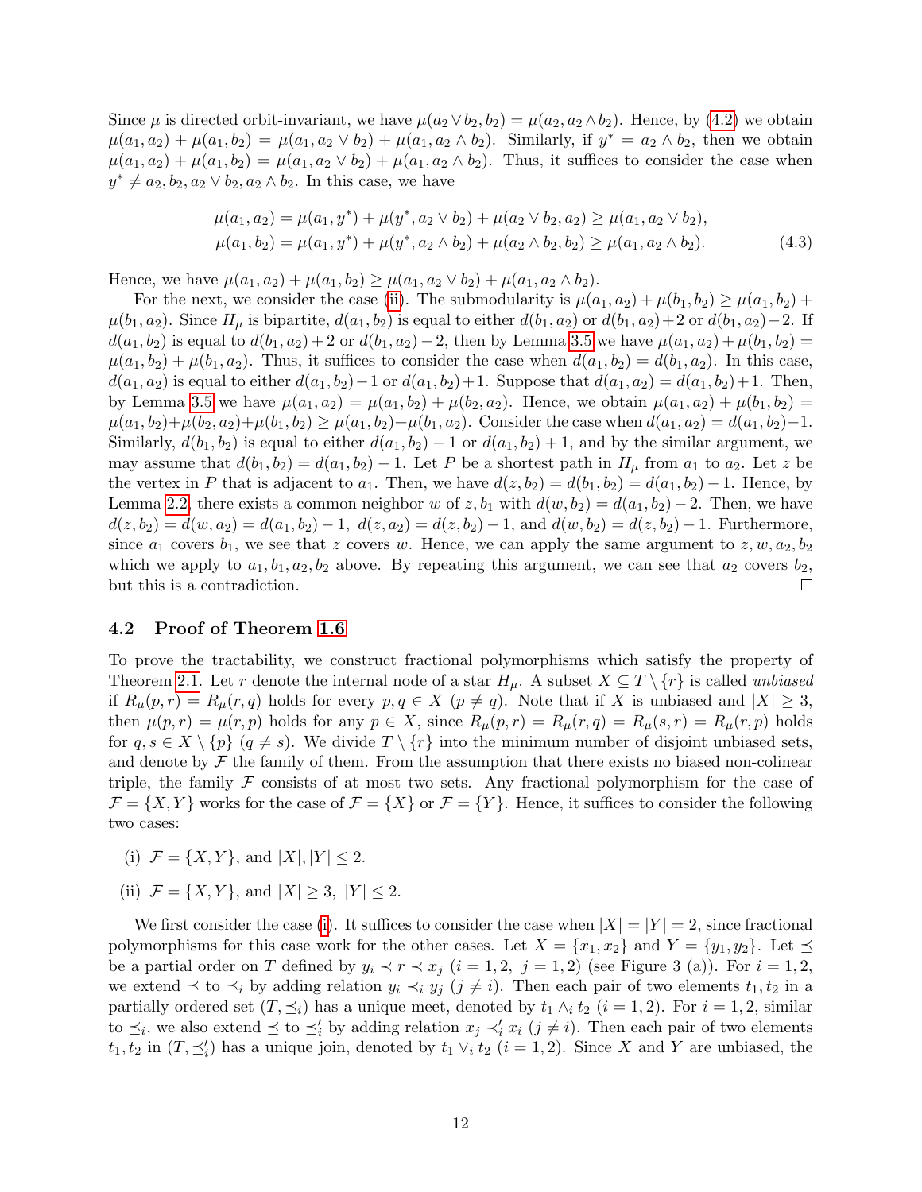Since $\mu$ is directed orbit-invariant, we have $\mu(a_2 \vee b_2, b_2) = \mu(a_2, a_2 \wedge b_2)$. Hence, by (4.2) we obtain $\mu(a_1, a_2) + \mu(a_1, b_2) = \mu(a_1, a_2 \vee b_2) + \mu(a_1, a_2 \wedge b_2)$. Similarly, if $y^* = a_2 \wedge b_2$, then we obtain $\mu(a_1, a_2) + \mu(a_1, b_2) = \mu(a_1, a_2 \vee b_2) + \mu(a_1, a_2 \wedge b_2)$. Thus, it suffices to consider the case when $y^* \neq a_2, b_2, a_2 \vee b_2, a_2 \wedge b_2$. In this case, we have

$$
\begin{aligned}
\mu(a_1, a_2) &= \mu(a_1, y^*) + \mu(y^*, a_2 \vee b_2) + \mu(a_2 \vee b_2, a_2) \geq \mu(a_1, a_2 \vee b_2), \\
\mu(a_1, b_2) &= \mu(a_1, y^*) + \mu(y^*, a_2 \wedge b_2) + \mu(a_2 \wedge b_2, b_2) \geq \mu(a_1, a_2 \wedge b_2).
\end{aligned} \tag{4.3}
$$

Hence, we have $\mu(a_1, a_2) + \mu(a_1, b_2) \geq \mu(a_1, a_2 \vee b_2) + \mu(a_1, a_2 \wedge b_2)$.

For the next, we consider the case (ii). The submodularity is $\mu(a_1, a_2) + \mu(b_1, b_2) \geq \mu(a_1, b_2) + \mu(b_1, a_2)$. Since $H_\mu$ is bipartite, $d(a_1, b_2)$ is equal to either $d(b_1, a_2)$ or $d(b_1, a_2) + 2$ or $d(b_1, a_2) - 2$. If $d(a_1, b_2)$ is equal to $d(b_1, a_2) + 2$ or $d(b_1, a_2) - 2$, then by Lemma 3.5 we have $\mu(a_1, a_2) + \mu(b_1, b_2) = \mu(a_1, b_2) + \mu(b_1, a_2)$. Thus, it suffices to consider the case when $d(a_1, b_2) = d(b_1, a_2)$. In this case, $d(a_1, a_2)$ is equal to either $d(a_1, b_2) - 1$ or $d(a_1, b_2) + 1$. Suppose that $d(a_1, a_2) = d(a_1, b_2) + 1$. Then, by Lemma 3.5 we have $\mu(a_1, a_2) = \mu(a_1, b_2) + \mu(b_2, a_2)$. Hence, we obtain $\mu(a_1, a_2) + \mu(b_1, b_2) = \mu(a_1, b_2) + \mu(b_2, a_2) + \mu(b_1, b_2) \geq \mu(a_1, b_2) + \mu(b_1, a_2)$. Consider the case when $d(a_1, a_2) = d(a_1, b_2) - 1$. Similarly, $d(b_1, b_2)$ is equal to either $d(a_1, b_2) - 1$ or $d(a_1, b_2) + 1$, and by the similar argument, we may assume that $d(b_1, b_2) = d(a_1, b_2) - 1$. Let $P$ be a shortest path in $H_\mu$ from $a_1$ to $a_2$. Let $z$ be the vertex in $P$ that is adjacent to $a_1$. Then, we have $d(z, b_2) = d(b_1, b_2) = d(a_1, b_2) - 1$. Hence, by Lemma 2.2, there exists a common neighbor $w$ of $z, b_1$ with $d(w, b_2) = d(a_1, b_2) - 2$. Then, we have $d(z, b_2) = d(w, a_2) = d(a_1, b_2) - 1$, $d(z, a_2) = d(z, b_2) - 1$, and $d(w, b_2) = d(z, b_2) - 1$. Furthermore, since $a_1$ covers $b_1$, we see that $z$ covers $w$. Hence, we can apply the same argument to $z, w, a_2, b_2$ which we apply to $a_1, b_1, a_2, b_2$ above. By repeating this argument, we can see that $a_2$ covers $b_2$, but this is a contradiction. $\square$

## 4.2 Proof of Theorem 1.6

To prove the tractability, we construct fractional polymorphisms which satisfy the property of Theorem 2.1. Let $r$ denote the internal node of a star $H_\mu$. A subset $X \subseteq T \setminus \{r\}$ is called *unbiased* if $R_\mu(p, r) = R_\mu(r, q)$ holds for every $p, q \in X$ $(p \neq q)$. Note that if $X$ is unbiased and $|X| \geq 3$, then $\mu(p, r) = \mu(r, p)$ holds for any $p \in X$, since $R_\mu(p, r) = R_\mu(r, q) = R_\mu(s, r) = R_\mu(r, p)$ holds for $q, s \in X \setminus \{p\}$ $(q \neq s)$. We divide $T \setminus \{r\}$ into the minimum number of disjoint unbiased sets, and denote by $\mathcal{F}$ the family of them. From the assumption that there exists no biased non-colinear triple, the family $\mathcal{F}$ consists of at most two sets. Any fractional polymorphism for the case of $\mathcal{F} = \{X, Y\}$ works for the case of $\mathcal{F} = \{X\}$ or $\mathcal{F} = \{Y\}$. Hence, it suffices to consider the following two cases:

(i) $\mathcal{F} = \{X, Y\}$, and $|X|, |Y| \leq 2$.

(ii) $\mathcal{F} = \{X, Y\}$, and $|X| \geq 3$, $|Y| \leq 2$.

We first consider the case (i). It suffices to consider the case when $|X| = |Y| = 2$, since fractional polymorphisms for this case work for the other cases. Let $X = \{x_1, x_2\}$ and $Y = \{y_1, y_2\}$. Let $\preceq$ be a partial order on $T$ defined by $y_i \prec r \prec x_j$ $(i = 1, 2,\ j = 1, 2)$ (see Figure 3 (a)). For $i = 1, 2$, we extend $\preceq$ to $\preceq_i$ by adding relation $y_i \prec_i y_j$ $(j \neq i)$. Then each pair of two elements $t_1, t_2$ in a partially ordered set $(T, \preceq_i)$ has a unique meet, denoted by $t_1 \wedge_i t_2$ $(i = 1, 2)$. For $i = 1, 2$, similar to $\preceq_i$, we also extend $\preceq$ to $\preceq'_i$ by adding relation $x_j \prec'_i x_i$ $(j \neq i)$. Then each pair of two elements $t_1, t_2$ in $(T, \preceq'_i)$ has a unique join, denoted by $t_1 \vee_i t_2$ $(i = 1, 2)$. Since $X$ and $Y$ are unbiased, the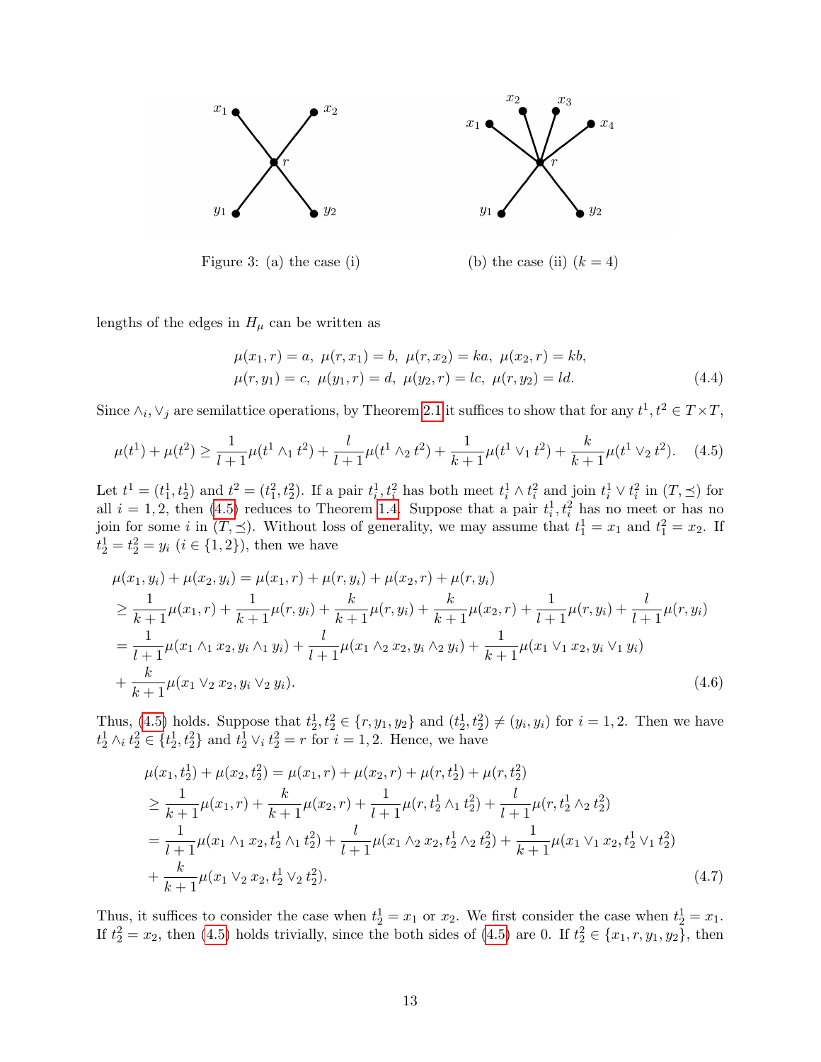Figure 3: (a) the case (i) (b) the case (ii) ($k = 4$)

lengths of the edges in $H_\mu$ can be written as

$$
\begin{aligned}
&\mu(x_1, r) = a,\ \mu(r, x_1) = b,\ \mu(r, x_2) = ka,\ \mu(x_2, r) = kb, \\
&\mu(r, y_1) = c,\ \mu(y_1, r) = d,\ \mu(y_2, r) = lc,\ \mu(r, y_2) = ld.
\end{aligned} \tag{4.4}
$$

Since $\wedge_i, \vee_j$ are semilattice operations, by Theorem 2.1 it suffices to show that for any $t^1, t^2 \in T \times T$,

$$
\mu(t^1) + \mu(t^2) \geq \frac{1}{l+1}\mu(t^1 \wedge_1 t^2) + \frac{l}{l+1}\mu(t^1 \wedge_2 t^2) + \frac{1}{k+1}\mu(t^1 \vee_1 t^2) + \frac{k}{k+1}\mu(t^1 \vee_2 t^2). \tag{4.5}
$$

Let $t^1 = (t^1_1, t^1_2)$ and $t^2 = (t^2_1, t^2_2)$. If a pair $t^1_i, t^2_i$ has both meet $t^1_i \wedge t^2_i$ and join $t^1_i \vee t^2_i$ in $(T, \preceq)$ for all $i = 1, 2$, then (4.5) reduces to Theorem 1.4. Suppose that a pair $t^1_i, t^2_i$ has no meet or has no join for some $i$ in $(T, \preceq)$. Without loss of generality, we may assume that $t^1_1 = x_1$ and $t^2_1 = x_2$. If $t^1_2 = t^2_2 = y_i$ ($i \in \{1, 2\}$), then we have

$$
\begin{aligned}
&\mu(x_1, y_i) + \mu(x_2, y_i) = \mu(x_1, r) + \mu(r, y_i) + \mu(x_2, r) + \mu(r, y_i) \\
&\geq \frac{1}{k+1}\mu(x_1, r) + \frac{1}{k+1}\mu(r, y_i) + \frac{k}{k+1}\mu(r, y_i) + \frac{k}{k+1}\mu(x_2, r) + \frac{1}{l+1}\mu(r, y_i) + \frac{l}{l+1}\mu(r, y_i) \\
&= \frac{1}{l+1}\mu(x_1 \wedge_1 x_2, y_i \wedge_1 y_i) + \frac{l}{l+1}\mu(x_1 \wedge_2 x_2, y_i \wedge_2 y_i) + \frac{1}{k+1}\mu(x_1 \vee_1 x_2, y_i \vee_1 y_i) \\
&+ \frac{k}{k+1}\mu(x_1 \vee_2 x_2, y_i \vee_2 y_i).
\end{aligned} \tag{4.6}
$$

Thus, (4.5) holds. Suppose that $t^1_2, t^2_2 \in \{r, y_1, y_2\}$ and $(t^1_2, t^2_2) \neq (y_i, y_i)$ for $i = 1, 2$. Then we have $t^1_2 \wedge_i t^2_2 \in \{t^1_2, t^2_2\}$ and $t^1_2 \vee_i t^2_2 = r$ for $i = 1, 2$. Hence, we have

$$
\begin{aligned}
&\mu(x_1, t^1_2) + \mu(x_2, t^2_2) = \mu(x_1, r) + \mu(x_2, r) + \mu(r, t^1_2) + \mu(r, t^2_2) \\
&\geq \frac{1}{k+1}\mu(x_1, r) + \frac{k}{k+1}\mu(x_2, r) + \frac{1}{l+1}\mu(r, t^1_2 \wedge_1 t^2_2) + \frac{l}{l+1}\mu(r, t^1_2 \wedge_2 t^2_2) \\
&= \frac{1}{l+1}\mu(x_1 \wedge_1 x_2, t^1_2 \wedge_1 t^2_2) + \frac{l}{l+1}\mu(x_1 \wedge_2 x_2, t^1_2 \wedge_2 t^2_2) + \frac{1}{k+1}\mu(x_1 \vee_1 x_2, t^1_2 \vee_1 t^2_2) \\
&+ \frac{k}{k+1}\mu(x_1 \vee_2 x_2, t^1_2 \vee_2 t^2_2).
\end{aligned} \tag{4.7}
$$

Thus, it suffices to consider the case when $t^1_2 = x_1$ or $x_2$. We first consider the case when $t^1_2 = x_1$. If $t^2_2 = x_2$, then (4.5) holds trivially, since the both sides of (4.5) are 0. If $t^2_2 \in \{x_1, r, y_1, y_2\}$, then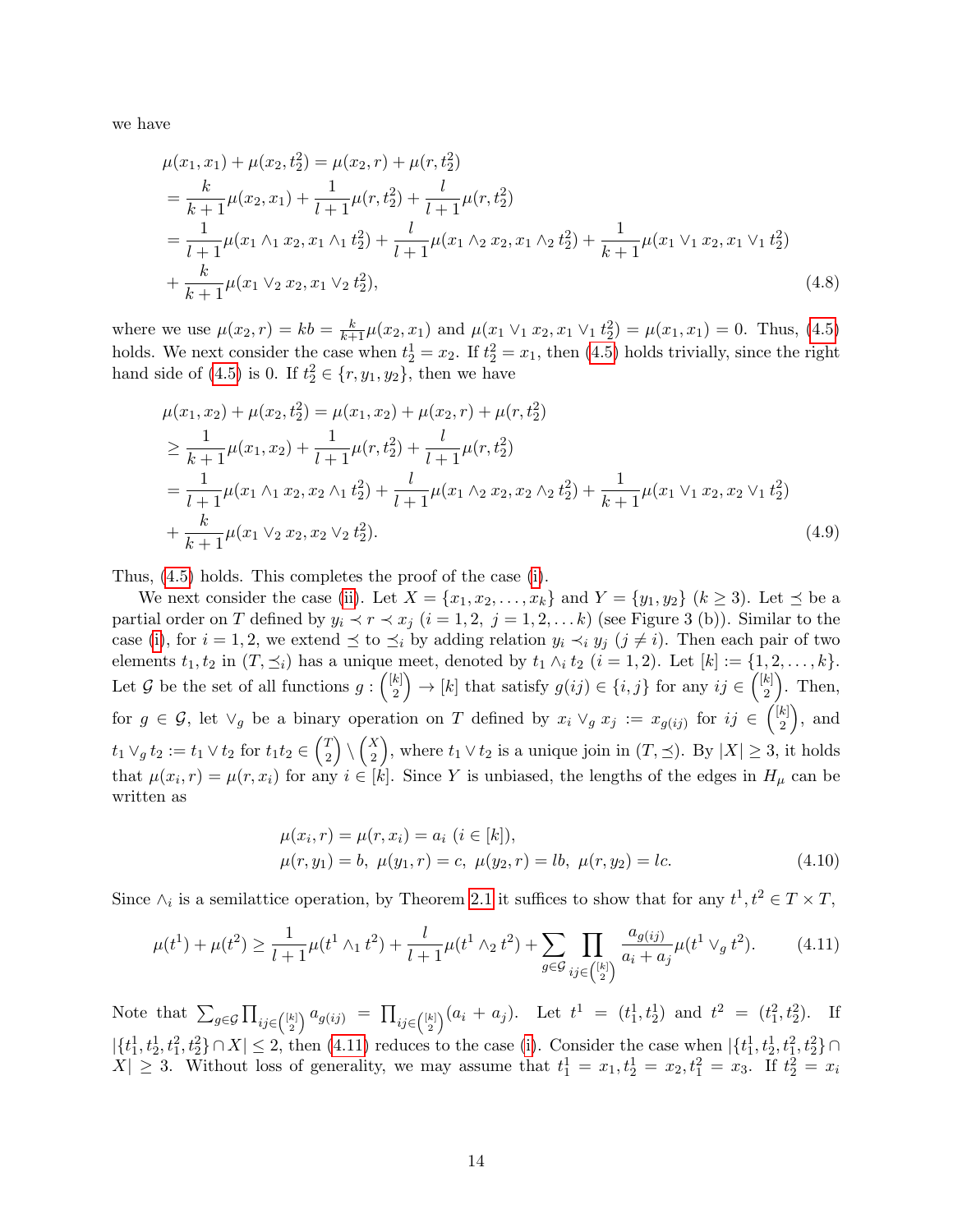we have

$$
\begin{aligned}
&\mu(x_1, x_1) + \mu(x_2, t_2^2) = \mu(x_2, r) + \mu(r, t_2^2) \\
&= \frac{k}{k+1}\mu(x_2, x_1) + \frac{1}{l+1}\mu(r, t_2^2) + \frac{l}{l+1}\mu(r, t_2^2) \\
&= \frac{1}{l+1}\mu(x_1 \wedge_1 x_2, x_1 \wedge_1 t_2^2) + \frac{l}{l+1}\mu(x_1 \wedge_2 x_2, x_1 \wedge_2 t_2^2) + \frac{1}{k+1}\mu(x_1 \vee_1 x_2, x_1 \vee_1 t_2^2) \\
&+ \frac{k}{k+1}\mu(x_1 \vee_2 x_2, x_1 \vee_2 t_2^2), \qquad (4.8)
\end{aligned}
$$

where we use $\mu(x_2, r) = kb = \frac{k}{k+1}\mu(x_2, x_1)$ and $\mu(x_1 \vee_1 x_2, x_1 \vee_1 t_2^2) = \mu(x_1, x_1) = 0$. Thus, (4.5) holds. We next consider the case when $t_2^1 = x_2$. If $t_2^2 = x_1$, then (4.5) holds trivially, since the right hand side of (4.5) is 0. If $t_2^2 \in \{r, y_1, y_2\}$, then we have

$$
\begin{aligned}
&\mu(x_1, x_2) + \mu(x_2, t_2^2) = \mu(x_1, x_2) + \mu(x_2, r) + \mu(r, t_2^2) \\
&\geq \frac{1}{k+1}\mu(x_1, x_2) + \frac{1}{l+1}\mu(r, t_2^2) + \frac{l}{l+1}\mu(r, t_2^2) \\
&= \frac{1}{l+1}\mu(x_1 \wedge_1 x_2, x_2 \wedge_1 t_2^2) + \frac{l}{l+1}\mu(x_1 \wedge_2 x_2, x_2 \wedge_2 t_2^2) + \frac{1}{k+1}\mu(x_1 \vee_1 x_2, x_2 \vee_1 t_2^2) \\
&+ \frac{k}{k+1}\mu(x_1 \vee_2 x_2, x_2 \vee_2 t_2^2). \qquad (4.9)
\end{aligned}
$$

Thus, (4.5) holds. This completes the proof of the case (i).

We next consider the case (ii). Let $X = \{x_1, x_2, \dots, x_k\}$ and $Y = \{y_1, y_2\}$ ($k \geq 3$). Let $\preceq$ be a partial order on $T$ defined by $y_i \prec r \prec x_j$ ($i = 1, 2,\ j = 1, 2, \dots k$) (see Figure 3 (b)). Similar to the case (i), for $i = 1, 2$, we extend $\preceq$ to $\preceq_i$ by adding relation $y_i \prec_i y_j$ ($j \neq i$). Then each pair of two elements $t_1, t_2$ in $(T, \preceq_i)$ has a unique meet, denoted by $t_1 \wedge_i t_2$ ($i = 1, 2$). Let $[k] := \{1, 2, \dots, k\}$. Let $\mathcal{G}$ be the set of all functions $g : \binom{[k]}{2} \to [k]$ that satisfy $g(ij) \in \{i, j\}$ for any $ij \in \binom{[k]}{2}$. Then, for $g \in \mathcal{G}$, let $\vee_g$ be a binary operation on $T$ defined by $x_i \vee_g x_j := x_{g(ij)}$ for $ij \in \binom{[k]}{2}$, and $t_1 \vee_g t_2 := t_1 \vee t_2$ for $t_1 t_2 \in \binom{T}{2} \setminus \binom{X}{2}$, where $t_1 \vee t_2$ is a unique join in $(T, \preceq)$. By $|X| \geq 3$, it holds that $\mu(x_i, r) = \mu(r, x_i)$ for any $i \in [k]$. Since $Y$ is unbiased, the lengths of the edges in $H_\mu$ can be written as

$$
\begin{aligned}
&\mu(x_i, r) = \mu(r, x_i) = a_i \ (i \in [k]), \\
&\mu(r, y_1) = b,\ \mu(y_1, r) = c,\ \mu(y_2, r) = lb,\ \mu(r, y_2) = lc. \qquad (4.10)
\end{aligned}
$$

Since $\wedge_i$ is a semilattice operation, by Theorem 2.1 it suffices to show that for any $t^1, t^2 \in T \times T$,

$$
\mu(t^1) + \mu(t^2) \geq \frac{1}{l+1}\mu(t^1 \wedge_1 t^2) + \frac{l}{l+1}\mu(t^1 \wedge_2 t^2) + \sum_{g \in \mathcal{G}} \prod_{ij \in \binom{[k]}{2}} \frac{a_{g(ij)}}{a_i + a_j}\mu(t^1 \vee_g t^2). \qquad (4.11)
$$

Note that $\sum_{g \in \mathcal{G}} \prod_{ij \in \binom{[k]}{2}} a_{g(ij)} = \prod_{ij \in \binom{[k]}{2}} (a_i + a_j)$. Let $t^1 = (t_1^1, t_2^1)$ and $t^2 = (t_1^2, t_2^2)$. If $|\{t_1^1, t_2^1, t_1^2, t_2^2\} \cap X| \leq 2$, then (4.11) reduces to the case (i). Consider the case when $|\{t_1^1, t_2^1, t_1^2, t_2^2\} \cap X| \geq 3$. Without loss of generality, we may assume that $t_1^1 = x_1, t_2^1 = x_2, t_1^2 = x_3$. If $t_2^2 = x_i$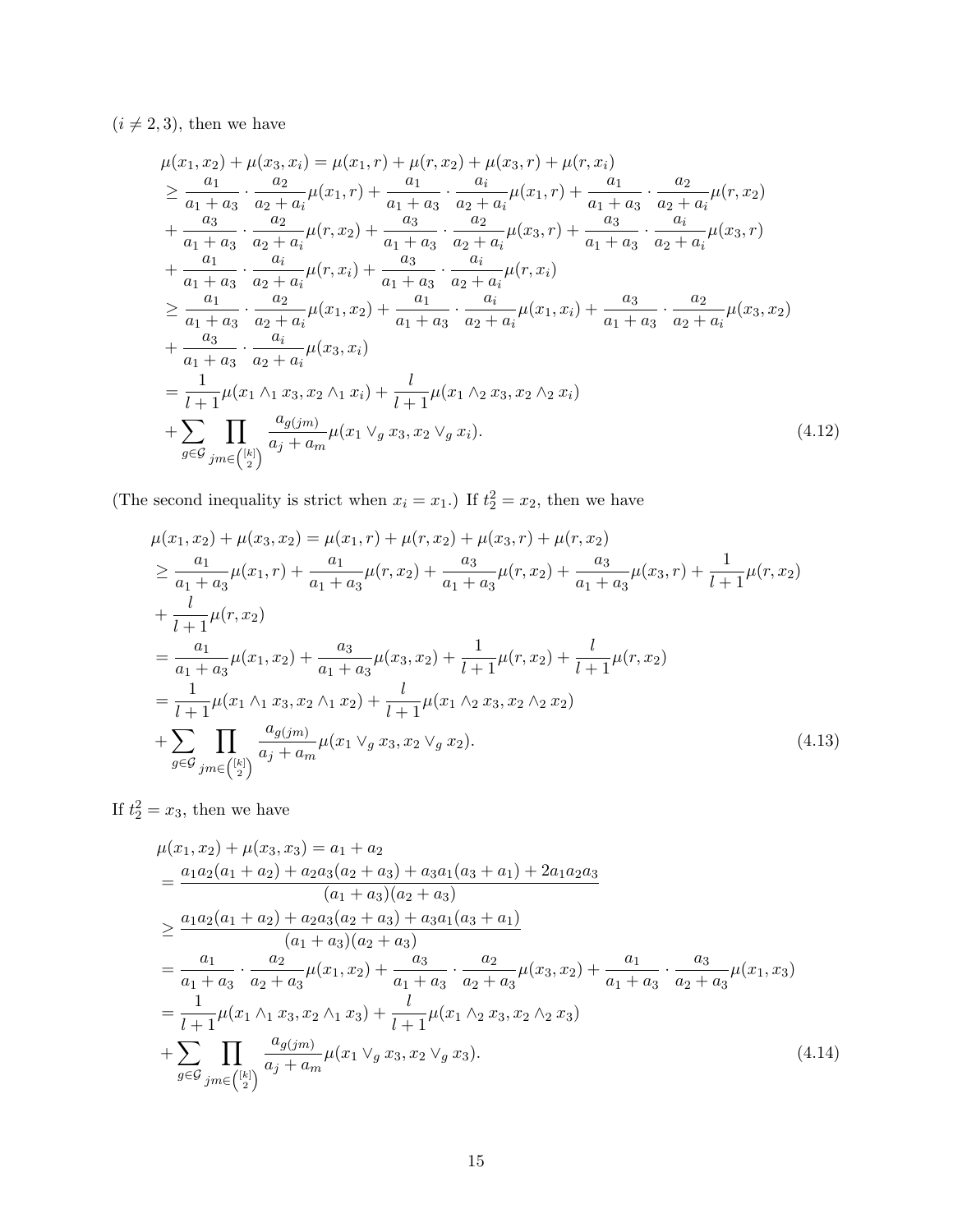$(i \neq 2, 3)$, then we have

$$
\begin{aligned}
&\mu(x_1, x_2) + \mu(x_3, x_i) = \mu(x_1, r) + \mu(r, x_2) + \mu(x_3, r) + \mu(r, x_i) \\
&\geq \frac{a_1}{a_1 + a_3} \cdot \frac{a_2}{a_2 + a_i} \mu(x_1, r) + \frac{a_1}{a_1 + a_3} \cdot \frac{a_i}{a_2 + a_i} \mu(x_1, r) + \frac{a_1}{a_1 + a_3} \cdot \frac{a_2}{a_2 + a_i} \mu(r, x_2) \\
&+ \frac{a_3}{a_1 + a_3} \cdot \frac{a_2}{a_2 + a_i} \mu(r, x_2) + \frac{a_3}{a_1 + a_3} \cdot \frac{a_2}{a_2 + a_i} \mu(x_3, r) + \frac{a_3}{a_1 + a_3} \cdot \frac{a_i}{a_2 + a_i} \mu(x_3, r) \\
&+ \frac{a_1}{a_1 + a_3} \cdot \frac{a_i}{a_2 + a_i} \mu(r, x_i) + \frac{a_3}{a_1 + a_3} \cdot \frac{a_i}{a_2 + a_i} \mu(r, x_i) \\
&\geq \frac{a_1}{a_1 + a_3} \cdot \frac{a_2}{a_2 + a_i} \mu(x_1, x_2) + \frac{a_1}{a_1 + a_3} \cdot \frac{a_i}{a_2 + a_i} \mu(x_1, x_i) + \frac{a_3}{a_1 + a_3} \cdot \frac{a_2}{a_2 + a_i} \mu(x_3, x_2) \\
&+ \frac{a_3}{a_1 + a_3} \cdot \frac{a_i}{a_2 + a_i} \mu(x_3, x_i) \\
&= \frac{1}{l+1} \mu(x_1 \wedge_1 x_3, x_2 \wedge_1 x_i) + \frac{l}{l+1} \mu(x_1 \wedge_2 x_3, x_2 \wedge_2 x_i) \\
&+ \sum_{g \in \mathcal{G}} \prod_{jm \in \binom{[k]}{2}} \frac{a_{g(jm)}}{a_j + a_m} \mu(x_1 \vee_g x_3, x_2 \vee_g x_i).
\end{aligned}
\tag{4.12}
$$

(The second inequality is strict when $x_i = x_1$.) If $t_2^2 = x_2$, then we have

$$
\begin{aligned}
&\mu(x_1, x_2) + \mu(x_3, x_2) = \mu(x_1, r) + \mu(r, x_2) + \mu(x_3, r) + \mu(r, x_2) \\
&\geq \frac{a_1}{a_1 + a_3} \mu(x_1, r) + \frac{a_1}{a_1 + a_3} \mu(r, x_2) + \frac{a_3}{a_1 + a_3} \mu(r, x_2) + \frac{a_3}{a_1 + a_3} \mu(x_3, r) + \frac{1}{l+1} \mu(r, x_2) \\
&+ \frac{l}{l+1} \mu(r, x_2) \\
&= \frac{a_1}{a_1 + a_3} \mu(x_1, x_2) + \frac{a_3}{a_1 + a_3} \mu(x_3, x_2) + \frac{1}{l+1} \mu(r, x_2) + \frac{l}{l+1} \mu(r, x_2) \\
&= \frac{1}{l+1} \mu(x_1 \wedge_1 x_3, x_2 \wedge_1 x_2) + \frac{l}{l+1} \mu(x_1 \wedge_2 x_3, x_2 \wedge_2 x_2) \\
&+ \sum_{g \in \mathcal{G}} \prod_{jm \in \binom{[k]}{2}} \frac{a_{g(jm)}}{a_j + a_m} \mu(x_1 \vee_g x_3, x_2 \vee_g x_2).
\end{aligned}
\tag{4.13}
$$

If $t_2^2 = x_3$, then we have

$$
\begin{aligned}
&\mu(x_1, x_2) + \mu(x_3, x_3) = a_1 + a_2 \\
&= \frac{a_1 a_2 (a_1 + a_2) + a_2 a_3 (a_2 + a_3) + a_3 a_1 (a_3 + a_1) + 2 a_1 a_2 a_3}{(a_1 + a_3)(a_2 + a_3)} \\
&\geq \frac{a_1 a_2 (a_1 + a_2) + a_2 a_3 (a_2 + a_3) + a_3 a_1 (a_3 + a_1)}{(a_1 + a_3)(a_2 + a_3)} \\
&= \frac{a_1}{a_1 + a_3} \cdot \frac{a_2}{a_2 + a_3} \mu(x_1, x_2) + \frac{a_3}{a_1 + a_3} \cdot \frac{a_2}{a_2 + a_3} \mu(x_3, x_2) + \frac{a_1}{a_1 + a_3} \cdot \frac{a_3}{a_2 + a_3} \mu(x_1, x_3) \\
&= \frac{1}{l+1} \mu(x_1 \wedge_1 x_3, x_2 \wedge_1 x_3) + \frac{l}{l+1} \mu(x_1 \wedge_2 x_3, x_2 \wedge_2 x_3) \\
&+ \sum_{g \in \mathcal{G}} \prod_{jm \in \binom{[k]}{2}} \frac{a_{g(jm)}}{a_j + a_m} \mu(x_1 \vee_g x_3, x_2 \vee_g x_3).
\end{aligned}
\tag{4.14}
$$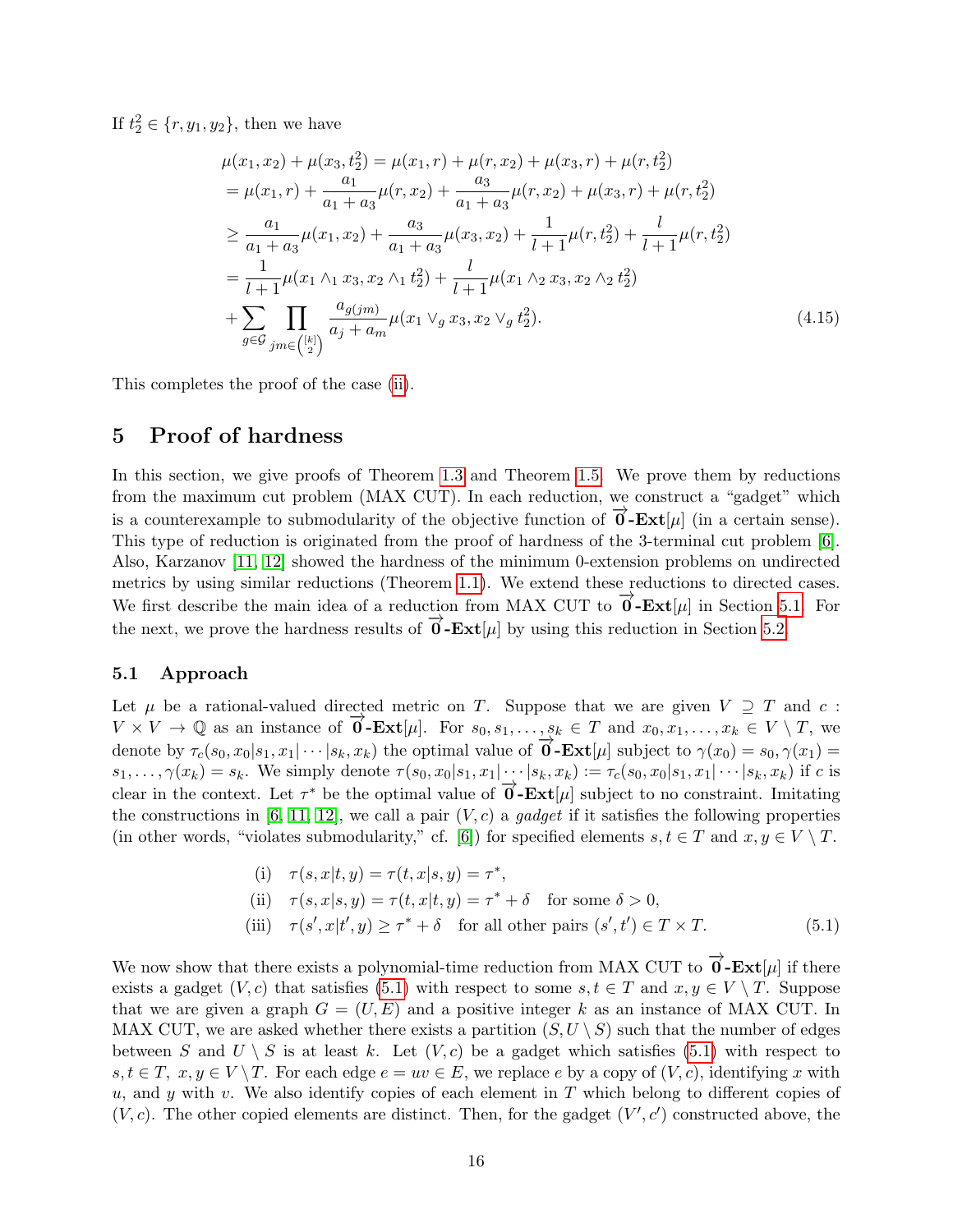If $t_2^2 \in \{r, y_1, y_2\}$, then we have

$$
\begin{aligned}
&\mu(x_1, x_2) + \mu(x_3, t_2^2) = \mu(x_1, r) + \mu(r, x_2) + \mu(x_3, r) + \mu(r, t_2^2) \\
&= \mu(x_1, r) + \frac{a_1}{a_1 + a_3}\mu(r, x_2) + \frac{a_3}{a_1 + a_3}\mu(r, x_2) + \mu(x_3, r) + \mu(r, t_2^2) \\
&\geq \frac{a_1}{a_1 + a_3}\mu(x_1, x_2) + \frac{a_3}{a_1 + a_3}\mu(x_3, x_2) + \frac{1}{l+1}\mu(r, t_2^2) + \frac{l}{l+1}\mu(r, t_2^2) \\
&= \frac{1}{l+1}\mu(x_1 \wedge_1 x_3, x_2 \wedge_1 t_2^2) + \frac{l}{l+1}\mu(x_1 \wedge_2 x_3, x_2 \wedge_2 t_2^2) \\
&+ \sum_{g \in \mathcal{G}} \prod_{jm \in \binom{[k]}{2}} \frac{a_{g(jm)}}{a_j + a_m}\mu(x_1 \vee_g x_3, x_2 \vee_g t_2^2).
\end{aligned} \tag{4.15}
$$

This completes the proof of the case (ii).

# 5 Proof of hardness

In this section, we give proofs of Theorem 1.3 and Theorem 1.5. We prove them by reductions from the maximum cut problem (MAX CUT). In each reduction, we construct a "gadget" which is a counterexample to submodularity of the objective function of $\overrightarrow{\mathbf{0}}$**-Ext**$[\mu]$ (in a certain sense). This type of reduction is originated from the proof of hardness of the 3-terminal cut problem [6]. Also, Karzanov [11, 12] showed the hardness of the minimum 0-extension problems on undirected metrics by using similar reductions (Theorem 1.1). We extend these reductions to directed cases. We first describe the main idea of a reduction from MAX CUT to $\overrightarrow{\mathbf{0}}$**-Ext**$[\mu]$ in Section 5.1. For the next, we prove the hardness results of $\overrightarrow{\mathbf{0}}$**-Ext**$[\mu]$ by using this reduction in Section 5.2.

## 5.1 Approach

Let $\mu$ be a rational-valued directed metric on $T$. Suppose that we are given $V \supseteq T$ and $c : V \times V \to \mathbb{Q}$ as an instance of $\overrightarrow{\mathbf{0}}$**-Ext**$[\mu]$. For $s_0, s_1, \dots, s_k \in T$ and $x_0, x_1, \dots, x_k \in V \setminus T$, we denote by $\tau_c(s_0, x_0|s_1, x_1|\cdots|s_k, x_k)$ the optimal value of $\overrightarrow{\mathbf{0}}$**-Ext**$[\mu]$ subject to $\gamma(x_0) = s_0, \gamma(x_1) = s_1, \dots, \gamma(x_k) = s_k$. We simply denote $\tau(s_0, x_0|s_1, x_1|\cdots|s_k, x_k) := \tau_c(s_0, x_0|s_1, x_1|\cdots|s_k, x_k)$ if $c$ is clear in the context. Let $\tau^*$ be the optimal value of $\overrightarrow{\mathbf{0}}$**-Ext**$[\mu]$ subject to no constraint. Imitating the constructions in [6, 11, 12], we call a pair $(V, c)$ a *gadget* if it satisfies the following properties (in other words, "violates submodularity," cf. [6]) for specified elements $s, t \in T$ and $x, y \in V \setminus T$.

$$
\begin{aligned}
&\text{(i)} \quad \tau(s, x|t, y) = \tau(t, x|s, y) = \tau^*, \\
&\text{(ii)} \quad \tau(s, x|s, y) = \tau(t, x|t, y) = \tau^* + \delta \quad \text{for some } \delta > 0, \\
&\text{(iii)} \quad \tau(s', x|t', y) \geq \tau^* + \delta \quad \text{for all other pairs } (s', t') \in T \times T.
\end{aligned} \tag{5.1}
$$

We now show that there exists a polynomial-time reduction from MAX CUT to $\overrightarrow{\mathbf{0}}$**-Ext**$[\mu]$ if there exists a gadget $(V, c)$ that satisfies (5.1) with respect to some $s, t \in T$ and $x, y \in V \setminus T$. Suppose that we are given a graph $G = (U, E)$ and a positive integer $k$ as an instance of MAX CUT. In MAX CUT, we are asked whether there exists a partition $(S, U \setminus S)$ such that the number of edges between $S$ and $U \setminus S$ is at least $k$. Let $(V, c)$ be a gadget which satisfies (5.1) with respect to $s, t \in T$, $x, y \in V \setminus T$. For each edge $e = uv \in E$, we replace $e$ by a copy of $(V, c)$, identifying $x$ with $u$, and $y$ with $v$. We also identify copies of each element in $T$ which belong to different copies of $(V, c)$. The other copied elements are distinct. Then, for the gadget $(V', c')$ constructed above, the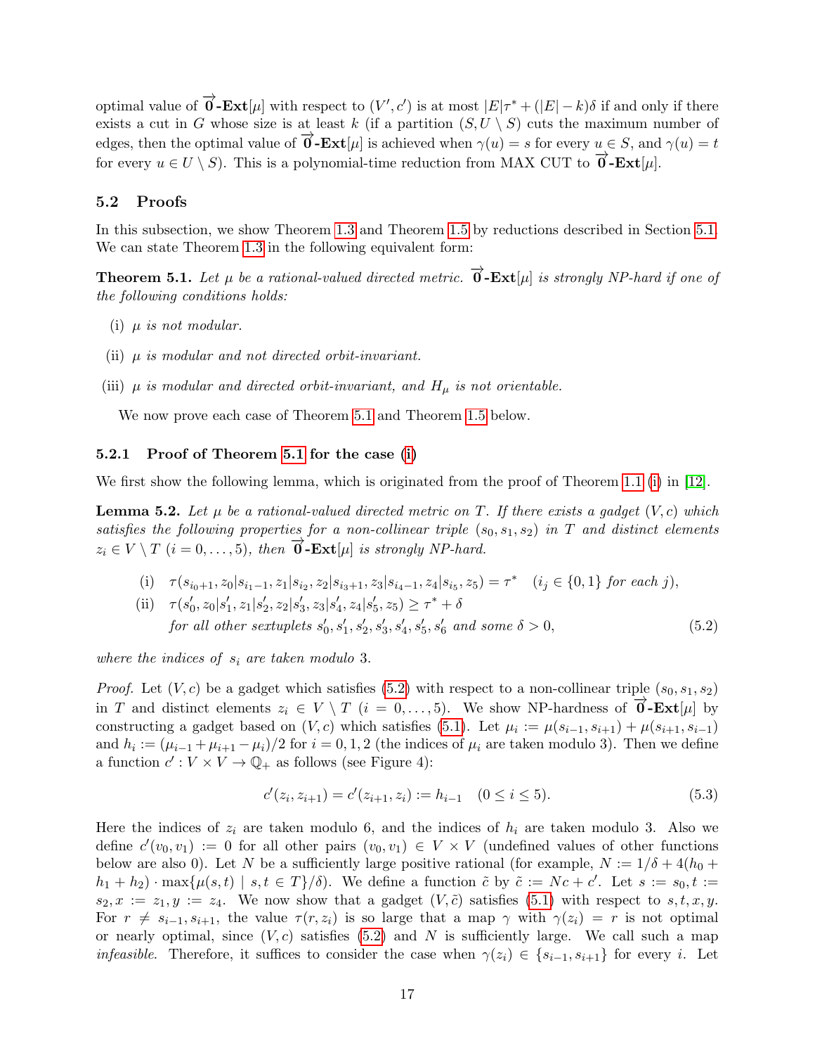optimal value of $\overrightarrow{\mathbf{0}}$**-Ext**$[\mu]$ with respect to $(V', c')$ is at most $|E|\tau^* + (|E| - k)\delta$ if and only if there exists a cut in $G$ whose size is at least $k$ (if a partition $(S, U \setminus S)$ cuts the maximum number of edges, then the optimal value of $\overrightarrow{\mathbf{0}}$**-Ext**$[\mu]$ is achieved when $\gamma(u) = s$ for every $u \in S$, and $\gamma(u) = t$ for every $u \in U \setminus S$). This is a polynomial-time reduction from MAX CUT to $\overrightarrow{\mathbf{0}}$**-Ext**$[\mu]$.

## 5.2 Proofs

In this subsection, we show Theorem 1.3 and Theorem 1.5 by reductions described in Section 5.1. We can state Theorem 1.3 in the following equivalent form:

**Theorem 5.1.** *Let $\mu$ be a rational-valued directed metric. $\overrightarrow{\mathbf{0}}$**-Ext**$[\mu]$ is strongly NP-hard if one of the following conditions holds:*

- (i) *$\mu$ is not modular.*
- (ii) *$\mu$ is modular and not directed orbit-invariant.*
- (iii) *$\mu$ is modular and directed orbit-invariant, and $H_\mu$ is not orientable.*

We now prove each case of Theorem 5.1 and Theorem 1.5 below.

### 5.2.1 Proof of Theorem 5.1 for the case (i)

We first show the following lemma, which is originated from the proof of Theorem 1.1 (i) in [12].

**Lemma 5.2.** *Let $\mu$ be a rational-valued directed metric on $T$. If there exists a gadget $(V, c)$ which satisfies the following properties for a non-collinear triple $(s_0, s_1, s_2)$ in $T$ and distinct elements $z_i \in V \setminus T$ $(i = 0, \ldots, 5)$, then $\overrightarrow{\mathbf{0}}$**-Ext**$[\mu]$ is strongly NP-hard.*

$$
\begin{aligned}
&\text{(i)} \quad \tau(s_{i_0+1}, z_0 | s_{i_1-1}, z_1 | s_{i_2}, z_2 | s_{i_3+1}, z_3 | s_{i_4-1}, z_4 | s_{i_5}, z_5) = \tau^* \quad (i_j \in \{0, 1\} \text{ for each } j),\\
&\text{(ii)} \quad \tau(s'_0, z_0 | s'_1, z_1 | s'_2, z_2 | s'_3, z_3 | s'_4, z_4 | s'_5, z_5) \geq \tau^* + \delta\\
&\qquad \text{for all other sextuplets } s'_0, s'_1, s'_2, s'_3, s'_4, s'_5, s'_6 \text{ and some } \delta > 0,
\end{aligned}
\tag{5.2}
$$

*where the indices of $s_i$ are taken modulo 3.*

*Proof.* Let $(V, c)$ be a gadget which satisfies (5.2) with respect to a non-collinear triple $(s_0, s_1, s_2)$ in $T$ and distinct elements $z_i \in V \setminus T$ $(i = 0, \ldots, 5)$. We show NP-hardness of $\overrightarrow{\mathbf{0}}$**-Ext**$[\mu]$ by constructing a gadget based on $(V, c)$ which satisfies (5.1). Let $\mu_i := \mu(s_{i-1}, s_{i+1}) + \mu(s_{i+1}, s_{i-1})$ and $h_i := (\mu_{i-1} + \mu_{i+1} - \mu_i)/2$ for $i = 0, 1, 2$ (the indices of $\mu_i$ are taken modulo 3). Then we define a function $c' : V \times V \to \mathbb{Q}_+$ as follows (see Figure 4):

$$
c'(z_i, z_{i+1}) = c'(z_{i+1}, z_i) := h_{i-1} \quad (0 \leq i \leq 5). \tag{5.3}
$$

Here the indices of $z_i$ are taken modulo 6, and the indices of $h_i$ are taken modulo 3. Also we define $c'(v_0, v_1) := 0$ for all other pairs $(v_0, v_1) \in V \times V$ (undefined values of other functions below are also 0). Let $N$ be a sufficiently large positive rational (for example, $N := 1/\delta + 4(h_0 + h_1 + h_2) \cdot \max\{\mu(s, t) \mid s, t \in T\}/\delta$). We define a function $\tilde{c}$ by $\tilde{c} := Nc + c'$. Let $s := s_0, t := s_2, x := z_1, y := z_4$. We now show that a gadget $(V, \tilde{c})$ satisfies (5.1) with respect to $s, t, x, y$. For $r \neq s_{i-1}, s_{i+1}$, the value $\tau(r, z_i)$ is so large that a map $\gamma$ with $\gamma(z_i) = r$ is not optimal or nearly optimal, since $(V, c)$ satisfies (5.2) and $N$ is sufficiently large. We call such a map *infeasible*. Therefore, it suffices to consider the case when $\gamma(z_i) \in \{s_{i-1}, s_{i+1}\}$ for every $i$. Let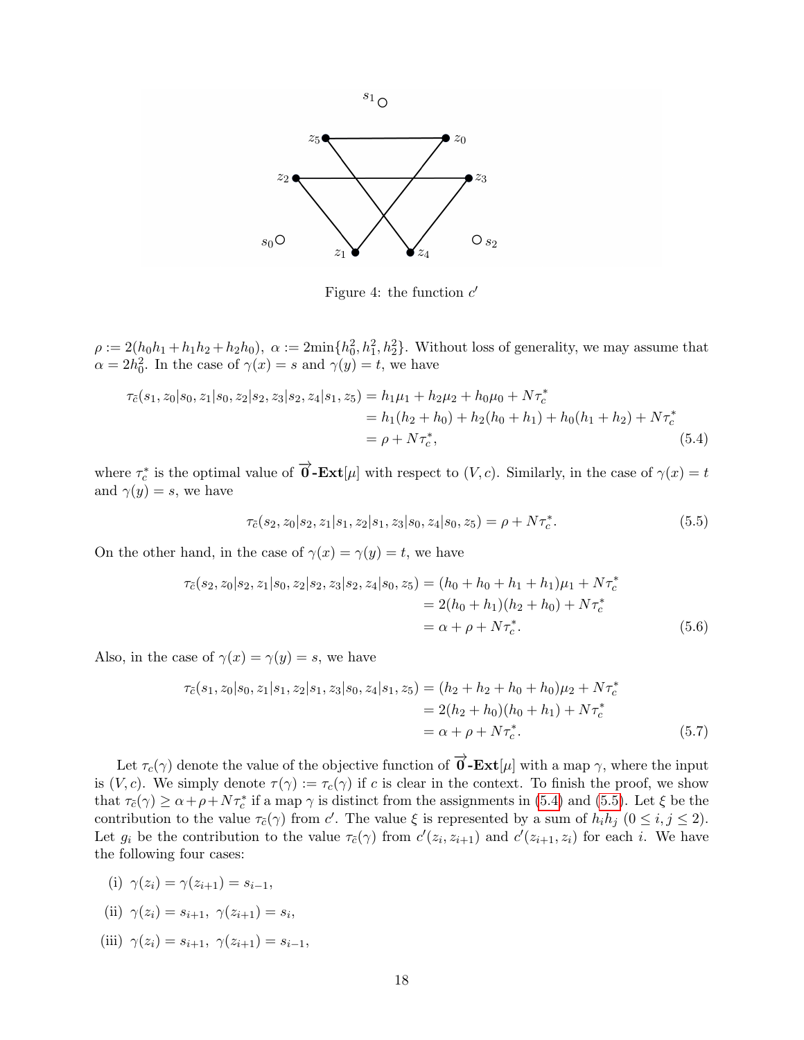Figure 4: the function $c'$

$\rho := 2(h_0h_1 + h_1h_2 + h_2h_0)$, $\alpha := 2\min\{h_0^2, h_1^2, h_2^2\}$. Without loss of generality, we may assume that $\alpha = 2h_0^2$. In the case of $\gamma(x) = s$ and $\gamma(y) = t$, we have

$$
\begin{aligned}
\tau_{\tilde{c}}(s_1, z_0|s_0, z_1|s_0, z_2|s_2, z_3|s_2, z_4|s_1, z_5) &= h_1\mu_1 + h_2\mu_2 + h_0\mu_0 + N\tau_c^* \\
&= h_1(h_2 + h_0) + h_2(h_0 + h_1) + h_0(h_1 + h_2) + N\tau_c^* \\
&= \rho + N\tau_c^*, \qquad (5.4)
\end{aligned}
$$

where $\tau_c^*$ is the optimal value of $\overrightarrow{\mathbf{0}}$**-Ext**$[\mu]$ with respect to $(V, c)$. Similarly, in the case of $\gamma(x) = t$ and $\gamma(y) = s$, we have

$$
\tau_{\tilde{c}}(s_2, z_0|s_2, z_1|s_1, z_2|s_1, z_3|s_0, z_4|s_0, z_5) = \rho + N\tau_c^*. \qquad (5.5)
$$

On the other hand, in the case of $\gamma(x) = \gamma(y) = t$, we have

$$
\begin{aligned}
\tau_{\tilde{c}}(s_2, z_0|s_2, z_1|s_0, z_2|s_2, z_3|s_2, z_4|s_0, z_5) &= (h_0 + h_0 + h_1 + h_1)\mu_1 + N\tau_c^* \\
&= 2(h_0 + h_1)(h_2 + h_0) + N\tau_c^* \\
&= \alpha + \rho + N\tau_c^*. \qquad (5.6)
\end{aligned}
$$

Also, in the case of $\gamma(x) = \gamma(y) = s$, we have

$$
\begin{aligned}
\tau_{\tilde{c}}(s_1, z_0|s_0, z_1|s_1, z_2|s_1, z_3|s_0, z_4|s_1, z_5) &= (h_2 + h_2 + h_0 + h_0)\mu_2 + N\tau_c^* \\
&= 2(h_2 + h_0)(h_0 + h_1) + N\tau_c^* \\
&= \alpha + \rho + N\tau_c^*. \qquad (5.7)
\end{aligned}
$$

Let $\tau_c(\gamma)$ denote the value of the objective function of $\overrightarrow{\mathbf{0}}$**-Ext**$[\mu]$ with a map $\gamma$, where the input is $(V, c)$. We simply denote $\tau(\gamma) := \tau_c(\gamma)$ if $c$ is clear in the context. To finish the proof, we show that $\tau_{\tilde{c}}(\gamma) \geq \alpha + \rho + N\tau_c^*$ if a map $\gamma$ is distinct from the assignments in (5.4) and (5.5). Let $\xi$ be the contribution to the value $\tau_{\tilde{c}}(\gamma)$ from $c'$. The value $\xi$ is represented by a sum of $h_ih_j$ $(0 \leq i, j \leq 2)$. Let $g_i$ be the contribution to the value $\tau_{\tilde{c}}(\gamma)$ from $c'(z_i, z_{i+1})$ and $c'(z_{i+1}, z_i)$ for each $i$. We have the following four cases:

(i) $\gamma(z_i) = \gamma(z_{i+1}) = s_{i-1}$,

(ii) $\gamma(z_i) = s_{i+1}$, $\gamma(z_{i+1}) = s_i$,

(iii) $\gamma(z_i) = s_{i+1}$, $\gamma(z_{i+1}) = s_{i-1}$,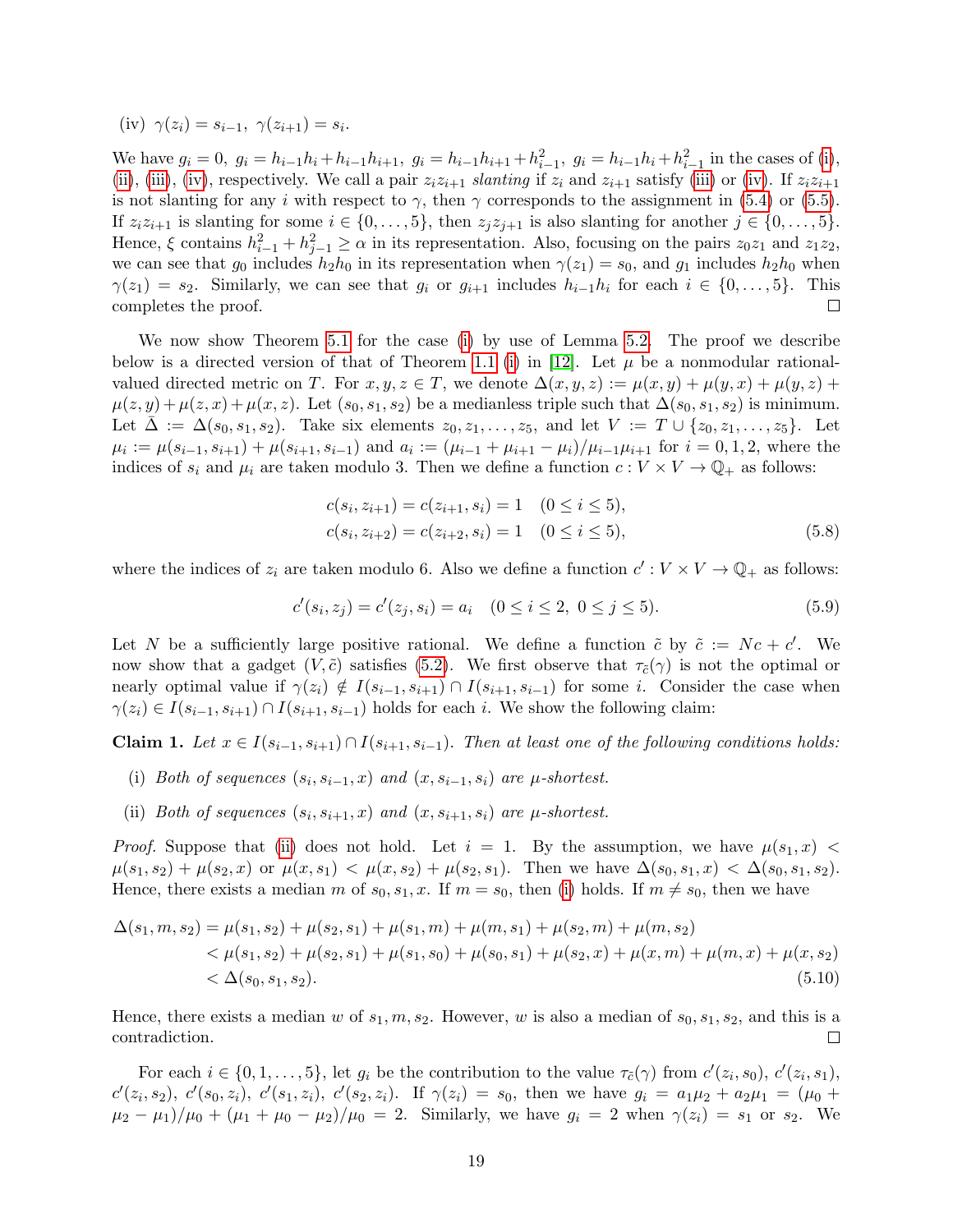(iv) $\gamma(z_i) = s_{i-1},\ \gamma(z_{i+1}) = s_i$.

We have $g_i = 0,\ g_i = h_{i-1}h_i + h_{i-1}h_{i+1},\ g_i = h_{i-1}h_{i+1} + h_{i-1}^2,\ g_i = h_{i-1}h_i + h_{i-1}^2$ in the cases of (i), (ii), (iii), (iv), respectively. We call a pair $z_i z_{i+1}$ *slanting* if $z_i$ and $z_{i+1}$ satisfy (iii) or (iv). If $z_i z_{i+1}$ is not slanting for any $i$ with respect to $\gamma$, then $\gamma$ corresponds to the assignment in (5.4) or (5.5). If $z_i z_{i+1}$ is slanting for some $i \in \{0, \ldots, 5\}$, then $z_j z_{j+1}$ is also slanting for another $j \in \{0, \ldots, 5\}$. Hence, $\xi$ contains $h_{i-1}^2 + h_{j-1}^2 \geq \alpha$ in its representation. Also, focusing on the pairs $z_0 z_1$ and $z_1 z_2$, we can see that $g_0$ includes $h_2 h_0$ in its representation when $\gamma(z_1) = s_0$, and $g_1$ includes $h_2 h_0$ when $\gamma(z_1) = s_2$. Similarly, we can see that $g_i$ or $g_{i+1}$ includes $h_{i-1}h_i$ for each $i \in \{0, \ldots, 5\}$. This completes the proof. □

We now show Theorem 5.1 for the case (i) by use of Lemma 5.2. The proof we describe below is a directed version of that of Theorem 1.1 (i) in [12]. Let $\mu$ be a nonmodular rational-valued directed metric on $T$. For $x, y, z \in T$, we denote $\Delta(x, y, z) := \mu(x, y) + \mu(y, x) + \mu(y, z) + \mu(z, y) + \mu(z, x) + \mu(x, z)$. Let $(s_0, s_1, s_2)$ be a medianless triple such that $\Delta(s_0, s_1, s_2)$ is minimum. Let $\bar{\Delta} := \Delta(s_0, s_1, s_2)$. Take six elements $z_0, z_1, \ldots, z_5$, and let $V := T \cup \{z_0, z_1, \ldots, z_5\}$. Let $\mu_i := \mu(s_{i-1}, s_{i+1}) + \mu(s_{i+1}, s_{i-1})$ and $a_i := (\mu_{i-1} + \mu_{i+1} - \mu_i)/\mu_{i-1}\mu_{i+1}$ for $i = 0, 1, 2$, where the indices of $s_i$ and $\mu_i$ are taken modulo 3. Then we define a function $c : V \times V \to \mathbb{Q}_+$ as follows:

$$
\begin{aligned}
c(s_i, z_{i+1}) = c(z_{i+1}, s_i) = 1 \quad (0 \leq i \leq 5),\\
c(s_i, z_{i+2}) = c(z_{i+2}, s_i) = 1 \quad (0 \leq i \leq 5),
\end{aligned}
\tag{5.8}
$$

where the indices of $z_i$ are taken modulo 6. Also we define a function $c' : V \times V \to \mathbb{Q}_+$ as follows:

$$
c'(s_i, z_j) = c'(z_j, s_i) = a_i \quad (0 \leq i \leq 2,\ 0 \leq j \leq 5). \tag{5.9}
$$

Let $N$ be a sufficiently large positive rational. We define a function $\tilde{c}$ by $\tilde{c} := Nc + c'$. We now show that a gadget $(V, \tilde{c})$ satisfies (5.2). We first observe that $\tau_{\tilde{c}}(\gamma)$ is not the optimal or nearly optimal value if $\gamma(z_i) \notin I(s_{i-1}, s_{i+1}) \cap I(s_{i+1}, s_{i-1})$ for some $i$. Consider the case when $\gamma(z_i) \in I(s_{i-1}, s_{i+1}) \cap I(s_{i+1}, s_{i-1})$ holds for each $i$. We show the following claim:

**Claim 1.** *Let $x \in I(s_{i-1}, s_{i+1}) \cap I(s_{i+1}, s_{i-1})$. Then at least one of the following conditions holds:*

(i) *Both of sequences $(s_i, s_{i-1}, x)$ and $(x, s_{i-1}, s_i)$ are $\mu$-shortest.*

(ii) *Both of sequences $(s_i, s_{i+1}, x)$ and $(x, s_{i+1}, s_i)$ are $\mu$-shortest.*

*Proof.* Suppose that (ii) does not hold. Let $i = 1$. By the assumption, we have $\mu(s_1, x) < \mu(s_1, s_2) + \mu(s_2, x)$ or $\mu(x, s_1) < \mu(x, s_2) + \mu(s_2, s_1)$. Then we have $\Delta(s_0, s_1, x) < \Delta(s_0, s_1, s_2)$. Hence, there exists a median $m$ of $s_0, s_1, x$. If $m = s_0$, then (i) holds. If $m \neq s_0$, then we have

$$
\begin{aligned}
\Delta(s_1, m, s_2) &= \mu(s_1, s_2) + \mu(s_2, s_1) + \mu(s_1, m) + \mu(m, s_1) + \mu(s_2, m) + \mu(m, s_2)\\
&< \mu(s_1, s_2) + \mu(s_2, s_1) + \mu(s_1, s_0) + \mu(s_0, s_1) + \mu(s_2, x) + \mu(x, m) + \mu(m, x) + \mu(x, s_2)\\
&< \Delta(s_0, s_1, s_2).
\end{aligned}
\tag{5.10}
$$

Hence, there exists a median $w$ of $s_1, m, s_2$. However, $w$ is also a median of $s_0, s_1, s_2$, and this is a contradiction. □

For each $i \in \{0, 1, \ldots, 5\}$, let $g_i$ be the contribution to the value $\tau_{\tilde{c}}(\gamma)$ from $c'(z_i, s_0)$, $c'(z_i, s_1)$, $c'(z_i, s_2)$, $c'(s_0, z_i)$, $c'(s_1, z_i)$, $c'(s_2, z_i)$. If $\gamma(z_i) = s_0$, then we have $g_i = a_1\mu_2 + a_2\mu_1 = (\mu_0 + \mu_2 - \mu_1)/\mu_0 + (\mu_1 + \mu_0 - \mu_2)/\mu_0 = 2$. Similarly, we have $g_i = 2$ when $\gamma(z_i) = s_1$ or $s_2$. We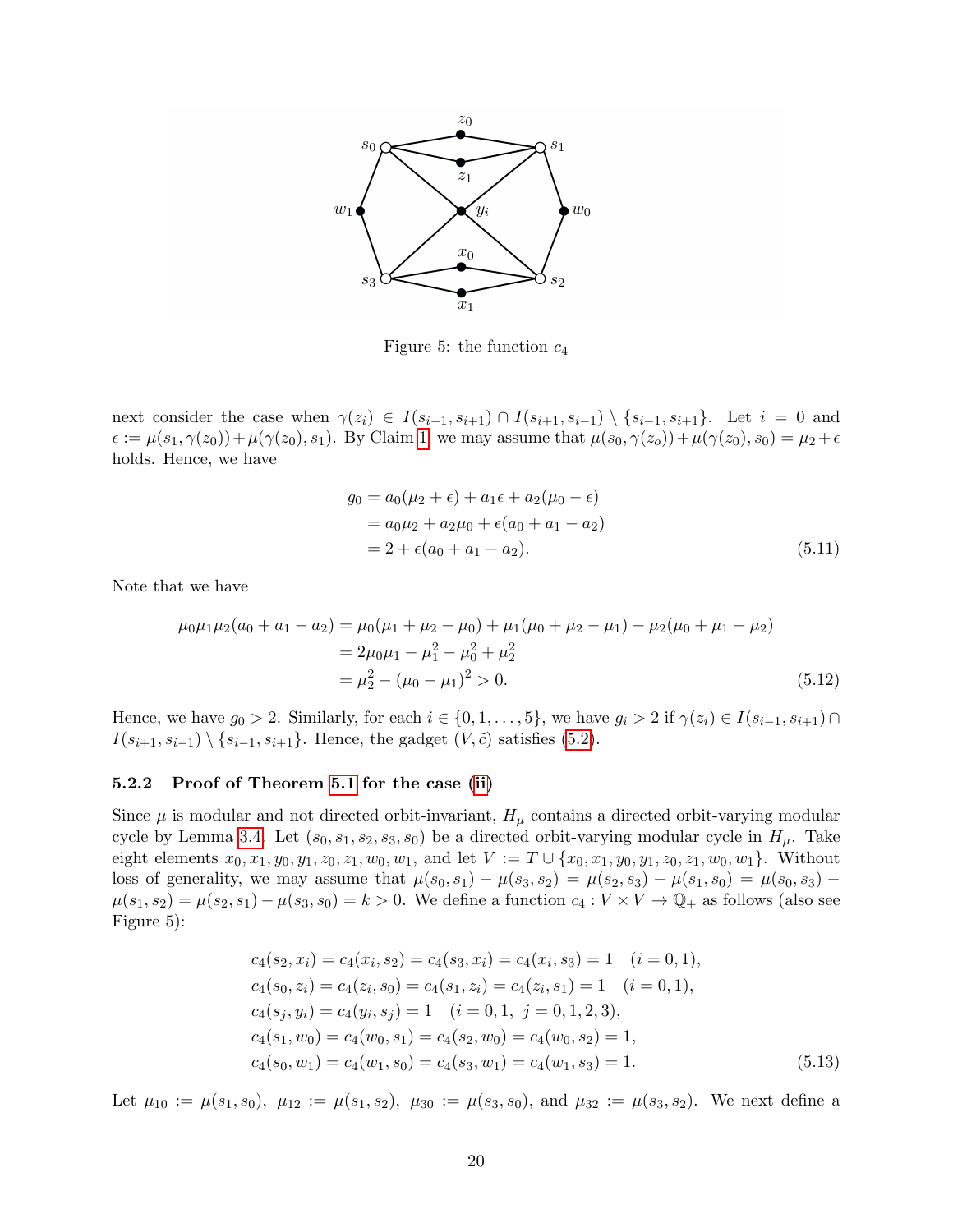Figure 5: the function $c_4$

next consider the case when $\gamma(z_i) \in I(s_{i-1}, s_{i+1}) \cap I(s_{i+1}, s_{i-1}) \setminus \{s_{i-1}, s_{i+1}\}$. Let $i = 0$ and $\epsilon := \mu(s_1, \gamma(z_0)) + \mu(\gamma(z_0), s_1)$. By Claim 1, we may assume that $\mu(s_0, \gamma(z_o)) + \mu(\gamma(z_0), s_0) = \mu_2 + \epsilon$ holds. Hence, we have

$$
\begin{aligned}
g_0 &= a_0(\mu_2 + \epsilon) + a_1\epsilon + a_2(\mu_0 - \epsilon) \\
&= a_0\mu_2 + a_2\mu_0 + \epsilon(a_0 + a_1 - a_2) \\
&= 2 + \epsilon(a_0 + a_1 - a_2).
\end{aligned} \tag{5.11}
$$

Note that we have

$$
\begin{aligned}
\mu_0\mu_1\mu_2(a_0 + a_1 - a_2) &= \mu_0(\mu_1 + \mu_2 - \mu_0) + \mu_1(\mu_0 + \mu_2 - \mu_1) - \mu_2(\mu_0 + \mu_1 - \mu_2) \\
&= 2\mu_0\mu_1 - \mu_1^2 - \mu_0^2 + \mu_2^2 \\
&= \mu_2^2 - (\mu_0 - \mu_1)^2 > 0.
\end{aligned} \tag{5.12}
$$

Hence, we have $g_0 > 2$. Similarly, for each $i \in \{0, 1, \ldots, 5\}$, we have $g_i > 2$ if $\gamma(z_i) \in I(s_{i-1}, s_{i+1}) \cap I(s_{i+1}, s_{i-1}) \setminus \{s_{i-1}, s_{i+1}\}$. Hence, the gadget $(V, \tilde{c})$ satisfies (5.2).

### 5.2.2 Proof of Theorem 5.1 for the case (ii)

Since $\mu$ is modular and not directed orbit-invariant, $H_\mu$ contains a directed orbit-varying modular cycle by Lemma 3.4. Let $(s_0, s_1, s_2, s_3, s_0)$ be a directed orbit-varying modular cycle in $H_\mu$. Take eight elements $x_0, x_1, y_0, y_1, z_0, z_1, w_0, w_1$, and let $V := T \cup \{x_0, x_1, y_0, y_1, z_0, z_1, w_0, w_1\}$. Without loss of generality, we may assume that $\mu(s_0, s_1) - \mu(s_3, s_2) = \mu(s_2, s_3) - \mu(s_1, s_0) = \mu(s_0, s_3) - \mu(s_1, s_2) = \mu(s_2, s_1) - \mu(s_3, s_0) = k > 0$. We define a function $c_4 : V \times V \to \mathbb{Q}_+$ as follows (also see Figure 5):

$$
\begin{aligned}
&c_4(s_2, x_i) = c_4(x_i, s_2) = c_4(s_3, x_i) = c_4(x_i, s_3) = 1 \quad (i = 0, 1), \\
&c_4(s_0, z_i) = c_4(z_i, s_0) = c_4(s_1, z_i) = c_4(z_i, s_1) = 1 \quad (i = 0, 1), \\
&c_4(s_j, y_i) = c_4(y_i, s_j) = 1 \quad (i = 0, 1,\ j = 0, 1, 2, 3), \\
&c_4(s_1, w_0) = c_4(w_0, s_1) = c_4(s_2, w_0) = c_4(w_0, s_2) = 1, \\
&c_4(s_0, w_1) = c_4(w_1, s_0) = c_4(s_3, w_1) = c_4(w_1, s_3) = 1.
\end{aligned} \tag{5.13}
$$

Let $\mu_{10} := \mu(s_1, s_0),\ \mu_{12} := \mu(s_1, s_2),\ \mu_{30} := \mu(s_3, s_0)$, and $\mu_{32} := \mu(s_3, s_2)$. We next define a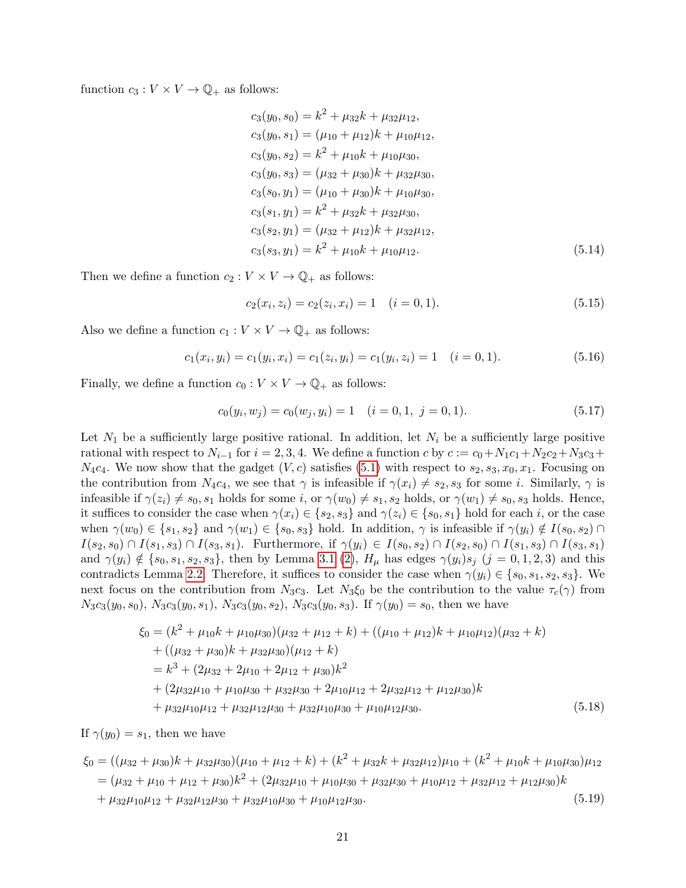function $c_3 : V \times V \to \mathbb{Q}_+$ as follows:

$$
\begin{aligned}
c_3(y_0, s_0) &= k^2 + \mu_{32}k + \mu_{32}\mu_{12}, \\
c_3(y_0, s_1) &= (\mu_{10} + \mu_{12})k + \mu_{10}\mu_{12}, \\
c_3(y_0, s_2) &= k^2 + \mu_{10}k + \mu_{10}\mu_{30}, \\
c_3(y_0, s_3) &= (\mu_{32} + \mu_{30})k + \mu_{32}\mu_{30}, \\
c_3(s_0, y_1) &= (\mu_{10} + \mu_{30})k + \mu_{10}\mu_{30}, \\
c_3(s_1, y_1) &= k^2 + \mu_{32}k + \mu_{32}\mu_{30}, \\
c_3(s_2, y_1) &= (\mu_{32} + \mu_{12})k + \mu_{32}\mu_{12}, \\
c_3(s_3, y_1) &= k^2 + \mu_{10}k + \mu_{10}\mu_{12}.
\end{aligned} \tag{5.14}
$$

Then we define a function $c_2 : V \times V \to \mathbb{Q}_+$ as follows:

$$
c_2(x_i, z_i) = c_2(z_i, x_i) = 1 \quad (i = 0, 1). \tag{5.15}
$$

Also we define a function $c_1 : V \times V \to \mathbb{Q}_+$ as follows:

$$
c_1(x_i, y_i) = c_1(y_i, x_i) = c_1(z_i, y_i) = c_1(y_i, z_i) = 1 \quad (i = 0, 1). \tag{5.16}
$$

Finally, we define a function $c_0 : V \times V \to \mathbb{Q}_+$ as follows:

$$
c_0(y_i, w_j) = c_0(w_j, y_i) = 1 \quad (i = 0, 1, \ j = 0, 1). \tag{5.17}
$$

Let $N_1$ be a sufficiently large positive rational. In addition, let $N_i$ be a sufficiently large positive rational with respect to $N_{i-1}$ for $i = 2, 3, 4$. We define a function $c$ by $c := c_0 + N_1c_1 + N_2c_2 + N_3c_3 + N_4c_4$. We now show that the gadget $(V, c)$ satisfies (5.1) with respect to $s_2, s_3, x_0, x_1$. Focusing on the contribution from $N_4c_4$, we see that $\gamma$ is infeasible if $\gamma(x_i) \neq s_2, s_3$ for some $i$. Similarly, $\gamma$ is infeasible if $\gamma(z_i) \neq s_0, s_1$ holds for some $i$, or $\gamma(w_0) \neq s_1, s_2$ holds, or $\gamma(w_1) \neq s_0, s_3$ holds. Hence, it suffices to consider the case when $\gamma(x_i) \in \{s_2, s_3\}$ and $\gamma(z_i) \in \{s_0, s_1\}$ hold for each $i$, or the case when $\gamma(w_0) \in \{s_1, s_2\}$ and $\gamma(w_1) \in \{s_0, s_3\}$ hold. In addition, $\gamma$ is infeasible if $\gamma(y_i) \notin I(s_0, s_2) \cap I(s_2, s_0) \cap I(s_1, s_3) \cap I(s_3, s_1)$. Furthermore, if $\gamma(y_i) \in I(s_0, s_2) \cap I(s_2, s_0) \cap I(s_1, s_3) \cap I(s_3, s_1)$ and $\gamma(y_i) \notin \{s_0, s_1, s_2, s_3\}$, then by Lemma 3.1 (2), $H_\mu$ has edges $\gamma(y_i)s_j$ ($j = 0, 1, 2, 3$) and this contradicts Lemma 2.2. Therefore, it suffices to consider the case when $\gamma(y_i) \in \{s_0, s_1, s_2, s_3\}$. We next focus on the contribution from $N_3c_3$. Let $N_3\xi_0$ be the contribution to the value $\tau_c(\gamma)$ from $N_3c_3(y_0, s_0)$, $N_3c_3(y_0, s_1)$, $N_3c_3(y_0, s_2)$, $N_3c_3(y_0, s_3)$. If $\gamma(y_0) = s_0$, then we have

$$
\begin{aligned}
\xi_0 &= (k^2 + \mu_{10}k + \mu_{10}\mu_{30})(\mu_{32} + \mu_{12} + k) + ((\mu_{10} + \mu_{12})k + \mu_{10}\mu_{12})(\mu_{32} + k) \\
&\quad + ((\mu_{32} + \mu_{30})k + \mu_{32}\mu_{30})(\mu_{12} + k) \\
&= k^3 + (2\mu_{32} + 2\mu_{10} + 2\mu_{12} + \mu_{30})k^2 \\
&\quad + (2\mu_{32}\mu_{10} + \mu_{10}\mu_{30} + \mu_{32}\mu_{30} + 2\mu_{10}\mu_{12} + 2\mu_{32}\mu_{12} + \mu_{12}\mu_{30})k \\
&\quad + \mu_{32}\mu_{10}\mu_{12} + \mu_{32}\mu_{12}\mu_{30} + \mu_{32}\mu_{10}\mu_{30} + \mu_{10}\mu_{12}\mu_{30}.
\end{aligned} \tag{5.18}
$$

If $\gamma(y_0) = s_1$, then we have

$$
\begin{aligned}
\xi_0 &= ((\mu_{32} + \mu_{30})k + \mu_{32}\mu_{30})(\mu_{10} + \mu_{12} + k) + (k^2 + \mu_{32}k + \mu_{32}\mu_{12})\mu_{10} + (k^2 + \mu_{10}k + \mu_{10}\mu_{30})\mu_{12} \\
&= (\mu_{32} + \mu_{10} + \mu_{12} + \mu_{30})k^2 + (2\mu_{32}\mu_{10} + \mu_{10}\mu_{30} + \mu_{32}\mu_{30} + \mu_{10}\mu_{12} + \mu_{32}\mu_{12} + \mu_{12}\mu_{30})k \\
&\quad + \mu_{32}\mu_{10}\mu_{12} + \mu_{32}\mu_{12}\mu_{30} + \mu_{32}\mu_{10}\mu_{30} + \mu_{10}\mu_{12}\mu_{30}.
\end{aligned} \tag{5.19}
$$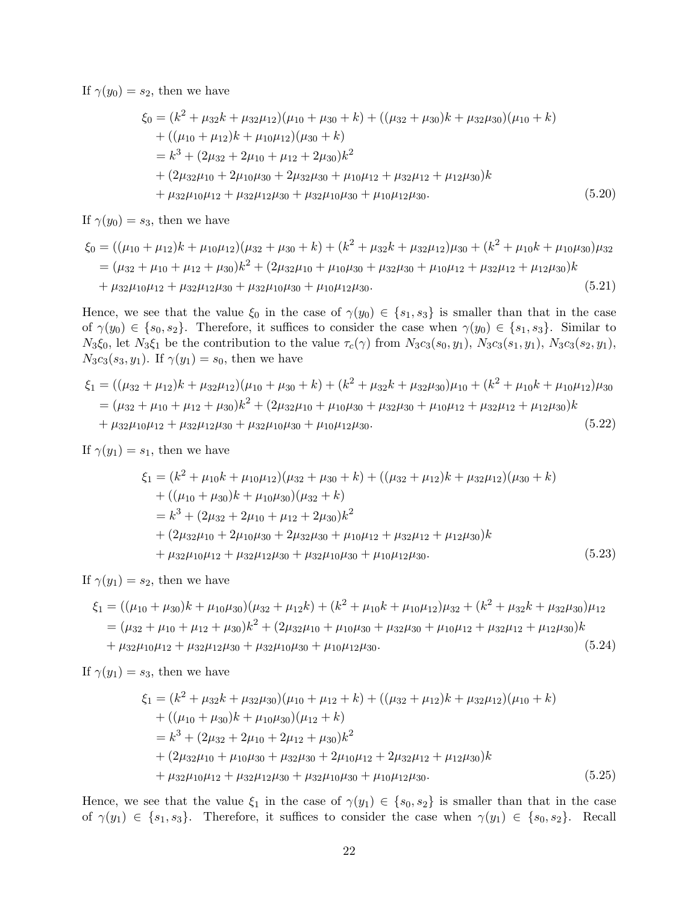If $\gamma(y_0) = s_2$, then we have

$$
\begin{aligned}
\xi_0 &= (k^2 + \mu_{32}k + \mu_{32}\mu_{12})(\mu_{10} + \mu_{30} + k) + ((\mu_{32} + \mu_{30})k + \mu_{32}\mu_{30})(\mu_{10} + k) \\
&\quad + ((\mu_{10} + \mu_{12})k + \mu_{10}\mu_{12})(\mu_{30} + k) \\
&= k^3 + (2\mu_{32} + 2\mu_{10} + \mu_{12} + 2\mu_{30})k^2 \\
&\quad + (2\mu_{32}\mu_{10} + 2\mu_{10}\mu_{30} + 2\mu_{32}\mu_{30} + \mu_{10}\mu_{12} + \mu_{32}\mu_{12} + \mu_{12}\mu_{30})k \\
&\quad + \mu_{32}\mu_{10}\mu_{12} + \mu_{32}\mu_{12}\mu_{30} + \mu_{32}\mu_{10}\mu_{30} + \mu_{10}\mu_{12}\mu_{30}.
\end{aligned} \tag{5.20}
$$

If $\gamma(y_0) = s_3$, then we have

$$
\begin{aligned}
\xi_0 &= ((\mu_{10} + \mu_{12})k + \mu_{10}\mu_{12})(\mu_{32} + \mu_{30} + k) + (k^2 + \mu_{32}k + \mu_{32}\mu_{12})\mu_{30} + (k^2 + \mu_{10}k + \mu_{10}\mu_{30})\mu_{32} \\
&= (\mu_{32} + \mu_{10} + \mu_{12} + \mu_{30})k^2 + (2\mu_{32}\mu_{10} + \mu_{10}\mu_{30} + \mu_{32}\mu_{30} + \mu_{10}\mu_{12} + \mu_{32}\mu_{12} + \mu_{12}\mu_{30})k \\
&\quad + \mu_{32}\mu_{10}\mu_{12} + \mu_{32}\mu_{12}\mu_{30} + \mu_{32}\mu_{10}\mu_{30} + \mu_{10}\mu_{12}\mu_{30}.
\end{aligned} \tag{5.21}
$$

Hence, we see that the value $\xi_0$ in the case of $\gamma(y_0) \in \{s_1, s_3\}$ is smaller than that in the case of $\gamma(y_0) \in \{s_0, s_2\}$. Therefore, it suffices to consider the case when $\gamma(y_0) \in \{s_1, s_3\}$. Similar to $N_3\xi_0$, let $N_3\xi_1$ be the contribution to the value $\tau_c(\gamma)$ from $N_3c_3(s_0, y_1)$, $N_3c_3(s_1, y_1)$, $N_3c_3(s_2, y_1)$, $N_3c_3(s_3, y_1)$. If $\gamma(y_1) = s_0$, then we have

$$
\begin{aligned}
\xi_1 &= ((\mu_{32} + \mu_{12})k + \mu_{32}\mu_{12})(\mu_{10} + \mu_{30} + k) + (k^2 + \mu_{32}k + \mu_{32}\mu_{30})\mu_{10} + (k^2 + \mu_{10}k + \mu_{10}\mu_{12})\mu_{30} \\
&= (\mu_{32} + \mu_{10} + \mu_{12} + \mu_{30})k^2 + (2\mu_{32}\mu_{10} + \mu_{10}\mu_{30} + \mu_{32}\mu_{30} + \mu_{10}\mu_{12} + \mu_{32}\mu_{12} + \mu_{12}\mu_{30})k \\
&\quad + \mu_{32}\mu_{10}\mu_{12} + \mu_{32}\mu_{12}\mu_{30} + \mu_{32}\mu_{10}\mu_{30} + \mu_{10}\mu_{12}\mu_{30}.
\end{aligned} \tag{5.22}
$$

If $\gamma(y_1) = s_1$, then we have

$$
\begin{aligned}
\xi_1 &= (k^2 + \mu_{10}k + \mu_{10}\mu_{12})(\mu_{32} + \mu_{30} + k) + ((\mu_{32} + \mu_{12})k + \mu_{32}\mu_{12})(\mu_{30} + k) \\
&\quad + ((\mu_{10} + \mu_{30})k + \mu_{10}\mu_{30})(\mu_{32} + k) \\
&= k^3 + (2\mu_{32} + 2\mu_{10} + \mu_{12} + 2\mu_{30})k^2 \\
&\quad + (2\mu_{32}\mu_{10} + 2\mu_{10}\mu_{30} + 2\mu_{32}\mu_{30} + \mu_{10}\mu_{12} + \mu_{32}\mu_{12} + \mu_{12}\mu_{30})k \\
&\quad + \mu_{32}\mu_{10}\mu_{12} + \mu_{32}\mu_{12}\mu_{30} + \mu_{32}\mu_{10}\mu_{30} + \mu_{10}\mu_{12}\mu_{30}.
\end{aligned} \tag{5.23}
$$

If $\gamma(y_1) = s_2$, then we have

$$
\begin{aligned}
\xi_1 &= ((\mu_{10} + \mu_{30})k + \mu_{10}\mu_{30})(\mu_{32} + \mu_{12}k) + (k^2 + \mu_{10}k + \mu_{10}\mu_{12})\mu_{32} + (k^2 + \mu_{32}k + \mu_{32}\mu_{30})\mu_{12} \\
&= (\mu_{32} + \mu_{10} + \mu_{12} + \mu_{30})k^2 + (2\mu_{32}\mu_{10} + \mu_{10}\mu_{30} + \mu_{32}\mu_{30} + \mu_{10}\mu_{12} + \mu_{32}\mu_{12} + \mu_{12}\mu_{30})k \\
&\quad + \mu_{32}\mu_{10}\mu_{12} + \mu_{32}\mu_{12}\mu_{30} + \mu_{32}\mu_{10}\mu_{30} + \mu_{10}\mu_{12}\mu_{30}.
\end{aligned} \tag{5.24}
$$

If $\gamma(y_1) = s_3$, then we have

$$
\begin{aligned}
\xi_1 &= (k^2 + \mu_{32}k + \mu_{32}\mu_{30})(\mu_{10} + \mu_{12} + k) + ((\mu_{32} + \mu_{12})k + \mu_{32}\mu_{12})(\mu_{10} + k) \\
&\quad + ((\mu_{10} + \mu_{30})k + \mu_{10}\mu_{30})(\mu_{12} + k) \\
&= k^3 + (2\mu_{32} + 2\mu_{10} + 2\mu_{12} + \mu_{30})k^2 \\
&\quad + (2\mu_{32}\mu_{10} + \mu_{10}\mu_{30} + \mu_{32}\mu_{30} + 2\mu_{10}\mu_{12} + 2\mu_{32}\mu_{12} + \mu_{12}\mu_{30})k \\
&\quad + \mu_{32}\mu_{10}\mu_{12} + \mu_{32}\mu_{12}\mu_{30} + \mu_{32}\mu_{10}\mu_{30} + \mu_{10}\mu_{12}\mu_{30}.
\end{aligned} \tag{5.25}
$$

Hence, we see that the value $\xi_1$ in the case of $\gamma(y_1) \in \{s_0, s_2\}$ is smaller than that in the case of $\gamma(y_1) \in \{s_1, s_3\}$. Therefore, it suffices to consider the case when $\gamma(y_1) \in \{s_0, s_2\}$. Recall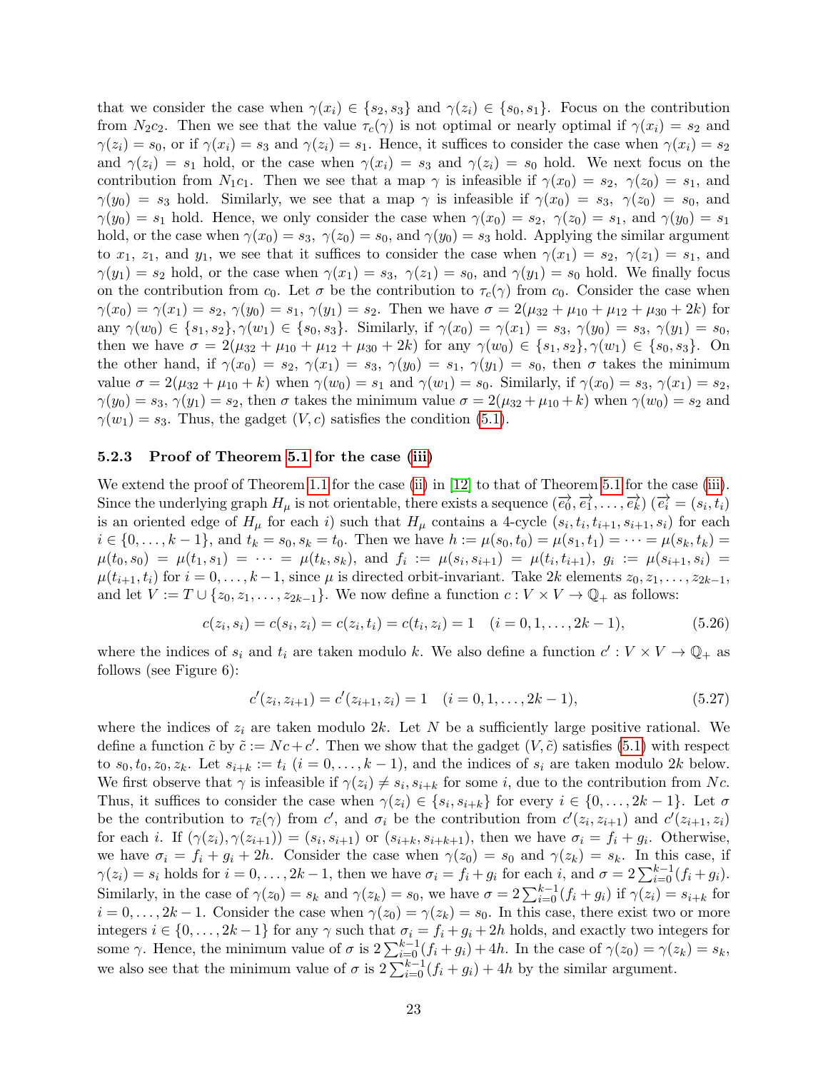that we consider the case when $\gamma(x_i) \in \{s_2, s_3\}$ and $\gamma(z_i) \in \{s_0, s_1\}$. Focus on the contribution from $N_2 c_2$. Then we see that the value $\tau_c(\gamma)$ is not optimal or nearly optimal if $\gamma(x_i) = s_2$ and $\gamma(z_i) = s_0$, or if $\gamma(x_i) = s_3$ and $\gamma(z_i) = s_1$. Hence, it suffices to consider the case when $\gamma(x_i) = s_2$ and $\gamma(z_i) = s_1$ hold, or the case when $\gamma(x_i) = s_3$ and $\gamma(z_i) = s_0$ hold. We next focus on the contribution from $N_1 c_1$. Then we see that a map $\gamma$ is infeasible if $\gamma(x_0) = s_2$, $\gamma(z_0) = s_1$, and $\gamma(y_0) = s_3$ hold. Similarly, we see that a map $\gamma$ is infeasible if $\gamma(x_0) = s_3$, $\gamma(z_0) = s_0$, and $\gamma(y_0) = s_1$ hold. Hence, we only consider the case when $\gamma(x_0) = s_2$, $\gamma(z_0) = s_1$, and $\gamma(y_0) = s_1$ hold, or the case when $\gamma(x_0) = s_3$, $\gamma(z_0) = s_0$, and $\gamma(y_0) = s_3$ hold. Applying the similar argument to $x_1$, $z_1$, and $y_1$, we see that it suffices to consider the case when $\gamma(x_1) = s_2$, $\gamma(z_1) = s_1$, and $\gamma(y_1) = s_2$ hold, or the case when $\gamma(x_1) = s_3$, $\gamma(z_1) = s_0$, and $\gamma(y_1) = s_0$ hold. We finally focus on the contribution from $c_0$. Let $\sigma$ be the contribution to $\tau_c(\gamma)$ from $c_0$. Consider the case when $\gamma(x_0) = \gamma(x_1) = s_2$, $\gamma(y_0) = s_1$, $\gamma(y_1) = s_2$. Then we have $\sigma = 2(\mu_{32} + \mu_{10} + \mu_{12} + \mu_{30} + 2k)$ for any $\gamma(w_0) \in \{s_1, s_2\}, \gamma(w_1) \in \{s_0, s_3\}$. Similarly, if $\gamma(x_0) = \gamma(x_1) = s_3$, $\gamma(y_0) = s_3$, $\gamma(y_1) = s_0$, then we have $\sigma = 2(\mu_{32} + \mu_{10} + \mu_{12} + \mu_{30} + 2k)$ for any $\gamma(w_0) \in \{s_1, s_2\}, \gamma(w_1) \in \{s_0, s_3\}$. On the other hand, if $\gamma(x_0) = s_2$, $\gamma(x_1) = s_3$, $\gamma(y_0) = s_1$, $\gamma(y_1) = s_0$, then $\sigma$ takes the minimum value $\sigma = 2(\mu_{32} + \mu_{10} + k)$ when $\gamma(w_0) = s_1$ and $\gamma(w_1) = s_0$. Similarly, if $\gamma(x_0) = s_3$, $\gamma(x_1) = s_2$, $\gamma(y_0) = s_3$, $\gamma(y_1) = s_2$, then $\sigma$ takes the minimum value $\sigma = 2(\mu_{32} + \mu_{10} + k)$ when $\gamma(w_0) = s_2$ and $\gamma(w_1) = s_3$. Thus, the gadget $(V, c)$ satisfies the condition (5.1).

### 5.2.3 Proof of Theorem 5.1 for the case (iii)

We extend the proof of Theorem 1.1 for the case (ii) in [12] to that of Theorem 5.1 for the case (iii). Since the underlying graph $H_\mu$ is not orientable, there exists a sequence $(\overrightarrow{e_0}, \overrightarrow{e_1}, \dots, \overrightarrow{e_k})$ ($\overrightarrow{e_i} = (s_i, t_i)$ is an oriented edge of $H_\mu$ for each $i$) such that $H_\mu$ contains a 4-cycle $(s_i, t_i, t_{i+1}, s_{i+1}, s_i)$ for each $i \in \{0, \dots, k-1\}$, and $t_k = s_0, s_k = t_0$. Then we have $h := \mu(s_0, t_0) = \mu(s_1, t_1) = \dots = \mu(s_k, t_k) = \mu(t_0, s_0) = \mu(t_1, s_1) = \dots = \mu(t_k, s_k)$, and $f_i := \mu(s_i, s_{i+1}) = \mu(t_i, t_{i+1})$, $g_i := \mu(s_{i+1}, s_i) = \mu(t_{i+1}, t_i)$ for $i = 0, \dots, k-1$, since $\mu$ is directed orbit-invariant. Take $2k$ elements $z_0, z_1, \dots, z_{2k-1}$, and let $V := T \cup \{z_0, z_1, \dots, z_{2k-1}\}$. We now define a function $c : V \times V \to \mathbb{Q}_+$ as follows:

$$c(z_i, s_i) = c(s_i, z_i) = c(z_i, t_i) = c(t_i, z_i) = 1 \quad (i = 0, 1, \dots, 2k-1), \tag{5.26}$$

where the indices of $s_i$ and $t_i$ are taken modulo $k$. We also define a function $c' : V \times V \to \mathbb{Q}_+$ as follows (see Figure 6):

$$c'(z_i, z_{i+1}) = c'(z_{i+1}, z_i) = 1 \quad (i = 0, 1, \dots, 2k-1), \tag{5.27}$$

where the indices of $z_i$ are taken modulo $2k$. Let $N$ be a sufficiently large positive rational. We define a function $\tilde{c}$ by $\tilde{c} := Nc + c'$. Then we show that the gadget $(V, \tilde{c})$ satisfies (5.1) with respect to $s_0, t_0, z_0, z_k$. Let $s_{i+k} := t_i$ $(i = 0, \dots, k-1)$, and the indices of $s_i$ are taken modulo $2k$ below. We first observe that $\gamma$ is infeasible if $\gamma(z_i) \neq s_i, s_{i+k}$ for some $i$, due to the contribution from $Nc$. Thus, it suffices to consider the case when $\gamma(z_i) \in \{s_i, s_{i+k}\}$ for every $i \in \{0, \dots, 2k-1\}$. Let $\sigma$ be the contribution to $\tau_{\tilde{c}}(\gamma)$ from $c'$, and $\sigma_i$ be the contribution from $c'(z_i, z_{i+1})$ and $c'(z_{i+1}, z_i)$ for each $i$. If $(\gamma(z_i), \gamma(z_{i+1})) = (s_i, s_{i+1})$ or $(s_{i+k}, s_{i+k+1})$, then we have $\sigma_i = f_i + g_i$. Otherwise, we have $\sigma_i = f_i + g_i + 2h$. Consider the case when $\gamma(z_0) = s_0$ and $\gamma(z_k) = s_k$. In this case, if $\gamma(z_i) = s_i$ holds for $i = 0, \dots, 2k-1$, then we have $\sigma_i = f_i + g_i$ for each $i$, and $\sigma = 2\sum_{i=0}^{k-1}(f_i + g_i)$. Similarly, in the case of $\gamma(z_0) = s_k$ and $\gamma(z_k) = s_0$, we have $\sigma = 2\sum_{i=0}^{k-1}(f_i + g_i)$ if $\gamma(z_i) = s_{i+k}$ for $i = 0, \dots, 2k-1$. Consider the case when $\gamma(z_0) = \gamma(z_k) = s_0$. In this case, there exist two or more integers $i \in \{0, \dots, 2k-1\}$ for any $\gamma$ such that $\sigma_i = f_i + g_i + 2h$ holds, and exactly two integers for some $\gamma$. Hence, the minimum value of $\sigma$ is $2\sum_{i=0}^{k-1}(f_i + g_i) + 4h$. In the case of $\gamma(z_0) = \gamma(z_k) = s_k$, we also see that the minimum value of $\sigma$ is $2\sum_{i=0}^{k-1}(f_i + g_i) + 4h$ by the similar argument.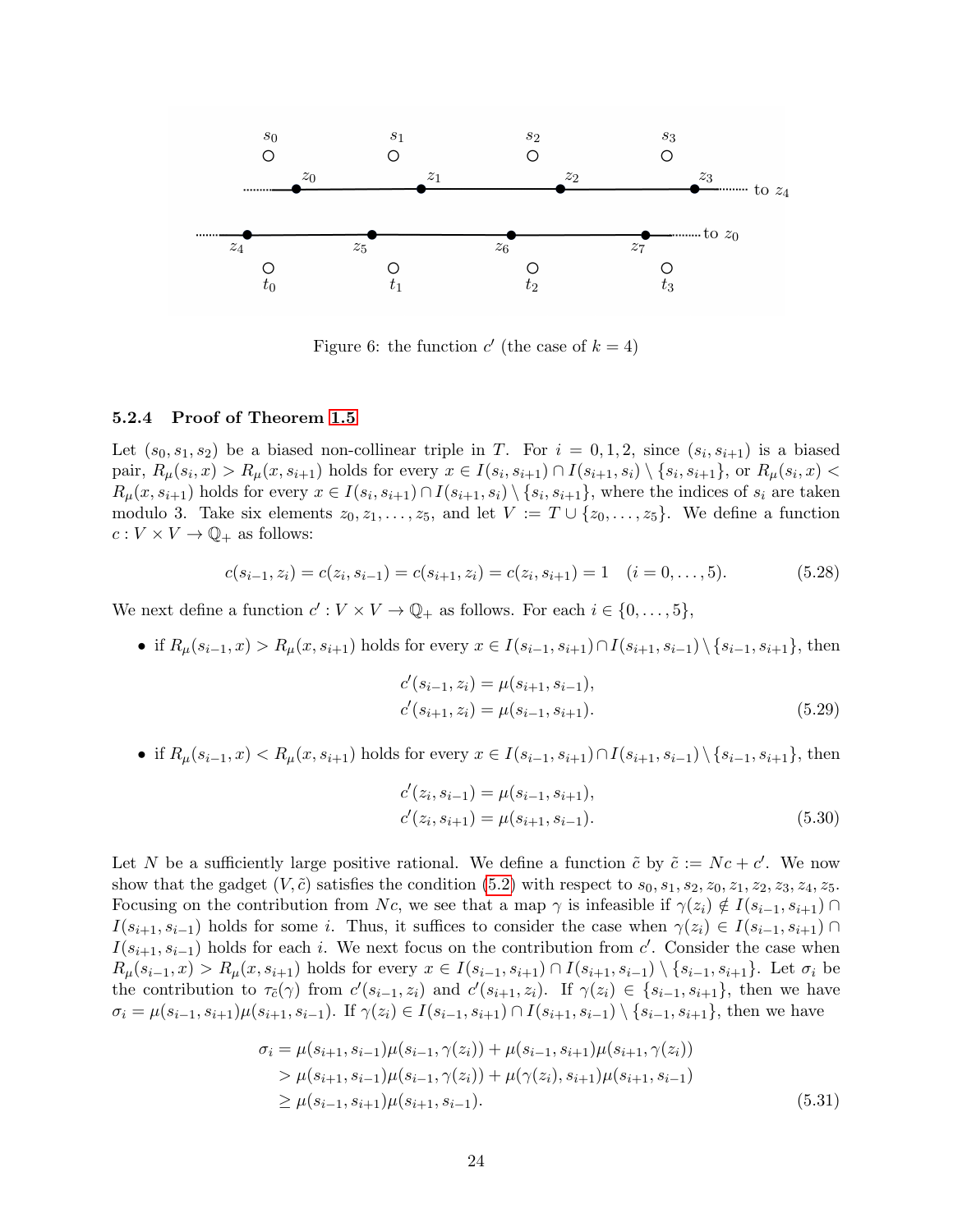Figure 6: the function $c'$ (the case of $k = 4$)

#### 5.2.4 Proof of Theorem 1.5

Let $(s_0, s_1, s_2)$ be a biased non-collinear triple in $T$. For $i = 0, 1, 2$, since $(s_i, s_{i+1})$ is a biased pair, $R_\mu(s_i, x) > R_\mu(x, s_{i+1})$ holds for every $x \in I(s_i, s_{i+1}) \cap I(s_{i+1}, s_i) \setminus \{s_i, s_{i+1}\}$, or $R_\mu(s_i, x) < R_\mu(x, s_{i+1})$ holds for every $x \in I(s_i, s_{i+1}) \cap I(s_{i+1}, s_i) \setminus \{s_i, s_{i+1}\}$, where the indices of $s_i$ are taken modulo 3. Take six elements $z_0, z_1, \ldots, z_5$, and let $V := T \cup \{z_0, \ldots, z_5\}$. We define a function $c : V \times V \to \mathbb{Q}_+$ as follows:

$$c(s_{i-1}, z_i) = c(z_i, s_{i-1}) = c(s_{i+1}, z_i) = c(z_i, s_{i+1}) = 1 \quad (i = 0, \ldots, 5). \tag{5.28}$$

We next define a function $c' : V \times V \to \mathbb{Q}_+$ as follows. For each $i \in \{0, \ldots, 5\}$,

- if $R_\mu(s_{i-1}, x) > R_\mu(x, s_{i+1})$ holds for every $x \in I(s_{i-1}, s_{i+1}) \cap I(s_{i+1}, s_{i-1}) \setminus \{s_{i-1}, s_{i+1}\}$, then

$$\begin{aligned} c'(s_{i-1}, z_i) &= \mu(s_{i+1}, s_{i-1}), \\ c'(s_{i+1}, z_i) &= \mu(s_{i-1}, s_{i+1}). \end{aligned} \tag{5.29}$$

- if $R_\mu(s_{i-1}, x) < R_\mu(x, s_{i+1})$ holds for every $x \in I(s_{i-1}, s_{i+1}) \cap I(s_{i+1}, s_{i-1}) \setminus \{s_{i-1}, s_{i+1}\}$, then

$$\begin{aligned} c'(z_i, s_{i-1}) &= \mu(s_{i-1}, s_{i+1}), \\ c'(z_i, s_{i+1}) &= \mu(s_{i+1}, s_{i-1}). \end{aligned} \tag{5.30}$$

Let $N$ be a sufficiently large positive rational. We define a function $\tilde{c}$ by $\tilde{c} := Nc + c'$. We now show that the gadget $(V, \tilde{c})$ satisfies the condition (5.2) with respect to $s_0, s_1, s_2, z_0, z_1, z_2, z_3, z_4, z_5$. Focusing on the contribution from $Nc$, we see that a map $\gamma$ is infeasible if $\gamma(z_i) \notin I(s_{i-1}, s_{i+1}) \cap I(s_{i+1}, s_{i-1})$ holds for some $i$. Thus, it suffices to consider the case when $\gamma(z_i) \in I(s_{i-1}, s_{i+1}) \cap I(s_{i+1}, s_{i-1})$ holds for each $i$. We next focus on the contribution from $c'$. Consider the case when $R_\mu(s_{i-1}, x) > R_\mu(x, s_{i+1})$ holds for every $x \in I(s_{i-1}, s_{i+1}) \cap I(s_{i+1}, s_{i-1}) \setminus \{s_{i-1}, s_{i+1}\}$. Let $\sigma_i$ be the contribution to $\tau_{\tilde{c}}(\gamma)$ from $c'(s_{i-1}, z_i)$ and $c'(s_{i+1}, z_i)$. If $\gamma(z_i) \in \{s_{i-1}, s_{i+1}\}$, then we have $\sigma_i = \mu(s_{i-1}, s_{i+1})\mu(s_{i+1}, s_{i-1})$. If $\gamma(z_i) \in I(s_{i-1}, s_{i+1}) \cap I(s_{i+1}, s_{i-1}) \setminus \{s_{i-1}, s_{i+1}\}$, then we have

$$\begin{aligned} \sigma_i &= \mu(s_{i+1}, s_{i-1})\mu(s_{i-1}, \gamma(z_i)) + \mu(s_{i-1}, s_{i+1})\mu(s_{i+1}, \gamma(z_i)) \\ &> \mu(s_{i+1}, s_{i-1})\mu(s_{i-1}, \gamma(z_i)) + \mu(\gamma(z_i), s_{i+1})\mu(s_{i+1}, s_{i-1}) \\ &\geq \mu(s_{i-1}, s_{i+1})\mu(s_{i+1}, s_{i-1}). \end{aligned} \tag{5.31}$$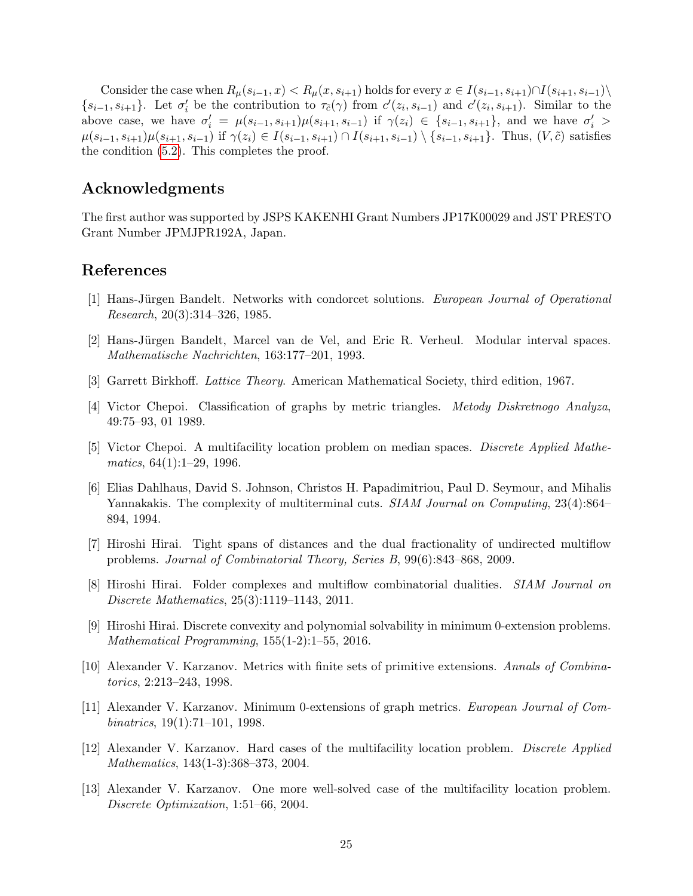Consider the case when $R_\mu(s_{i-1}, x) < R_\mu(x, s_{i+1})$ holds for every $x \in I(s_{i-1}, s_{i+1}) \cap I(s_{i+1}, s_{i-1}) \setminus \{s_{i-1}, s_{i+1}\}$. Let $\sigma'_i$ be the contribution to $\tau_{\tilde{c}}(\gamma)$ from $c'(z_i, s_{i-1})$ and $c'(z_i, s_{i+1})$. Similar to the above case, we have $\sigma'_i = \mu(s_{i-1}, s_{i+1})\mu(s_{i+1}, s_{i-1})$ if $\gamma(z_i) \in \{s_{i-1}, s_{i+1}\}$, and we have $\sigma'_i > \mu(s_{i-1}, s_{i+1})\mu(s_{i+1}, s_{i-1})$ if $\gamma(z_i) \in I(s_{i-1}, s_{i+1}) \cap I(s_{i+1}, s_{i-1}) \setminus \{s_{i-1}, s_{i+1}\}$. Thus, $(V, \tilde{c})$ satisfies the condition (5.2). This completes the proof.

## Acknowledgments

The first author was supported by JSPS KAKENHI Grant Numbers JP17K00029 and JST PRESTO Grant Number JPMJPR192A, Japan.

## References

[1] Hans-Jürgen Bandelt. Networks with condorcet solutions. *European Journal of Operational Research*, 20(3):314–326, 1985.

[2] Hans-Jürgen Bandelt, Marcel van de Vel, and Eric R. Verheul. Modular interval spaces. *Mathematische Nachrichten*, 163:177–201, 1993.

[3] Garrett Birkhoff. *Lattice Theory*. American Mathematical Society, third edition, 1967.

[4] Victor Chepoi. Classification of graphs by metric triangles. *Metody Diskretnogo Analyza*, 49:75–93, 01 1989.

[5] Victor Chepoi. A multifacility location problem on median spaces. *Discrete Applied Mathematics*, 64(1):1–29, 1996.

[6] Elias Dahlhaus, David S. Johnson, Christos H. Papadimitriou, Paul D. Seymour, and Mihalis Yannakakis. The complexity of multiterminal cuts. *SIAM Journal on Computing*, 23(4):864–894, 1994.

[7] Hiroshi Hirai. Tight spans of distances and the dual fractionality of undirected multiflow problems. *Journal of Combinatorial Theory, Series B*, 99(6):843–868, 2009.

[8] Hiroshi Hirai. Folder complexes and multiflow combinatorial dualities. *SIAM Journal on Discrete Mathematics*, 25(3):1119–1143, 2011.

[9] Hiroshi Hirai. Discrete convexity and polynomial solvability in minimum 0-extension problems. *Mathematical Programming*, 155(1-2):1–55, 2016.

[10] Alexander V. Karzanov. Metrics with finite sets of primitive extensions. *Annals of Combinatorics*, 2:213–243, 1998.

[11] Alexander V. Karzanov. Minimum 0-extensions of graph metrics. *European Journal of Combinatrics*, 19(1):71–101, 1998.

[12] Alexander V. Karzanov. Hard cases of the multifacility location problem. *Discrete Applied Mathematics*, 143(1-3):368–373, 2004.

[13] Alexander V. Karzanov. One more well-solved case of the multifacility location problem. *Discrete Optimization*, 1:51–66, 2004.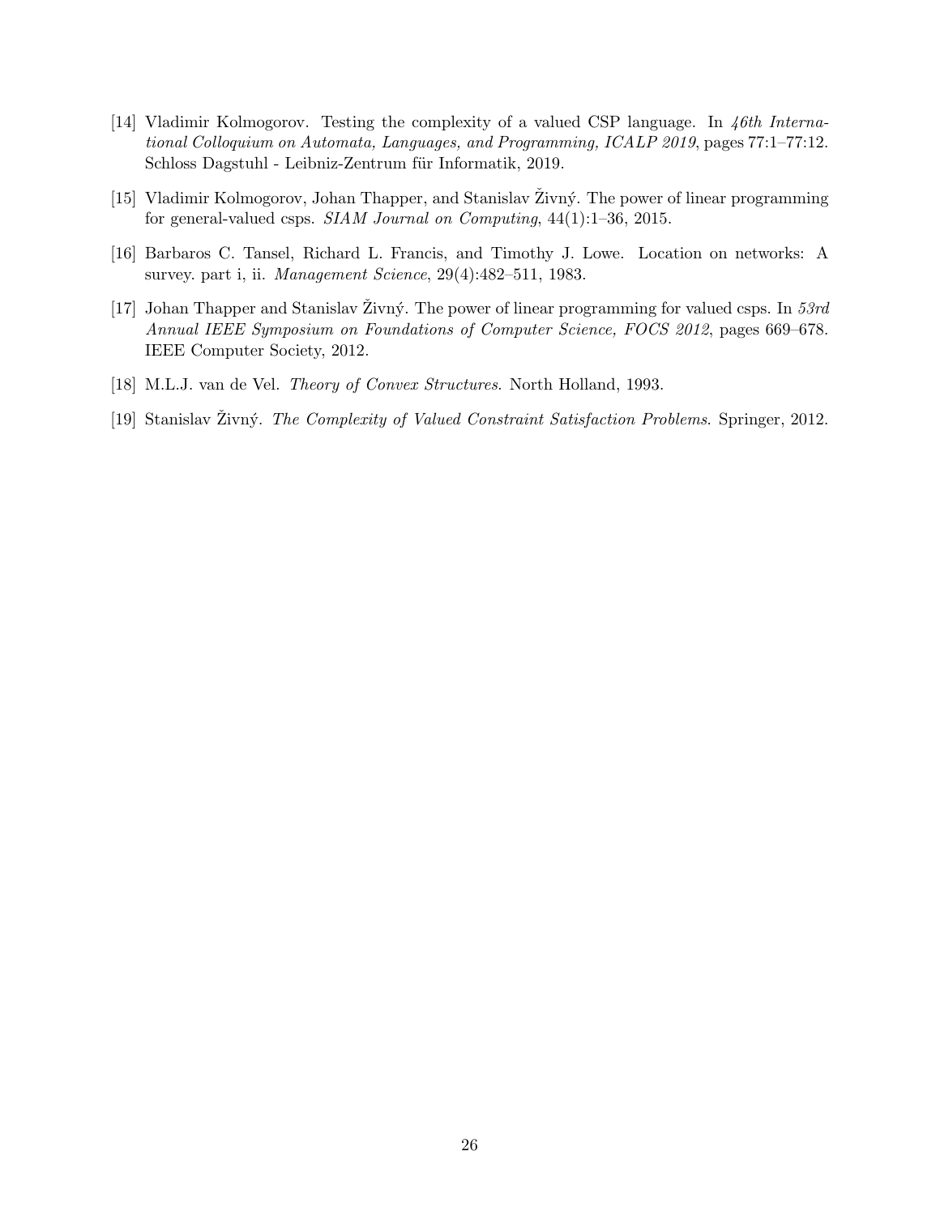[14] Vladimir Kolmogorov. Testing the complexity of a valued CSP language. In *46th International Colloquium on Automata, Languages, and Programming, ICALP 2019*, pages 77:1–77:12. Schloss Dagstuhl - Leibniz-Zentrum für Informatik, 2019.

[15] Vladimir Kolmogorov, Johan Thapper, and Stanislav Živný. The power of linear programming for general-valued csps. *SIAM Journal on Computing*, 44(1):1–36, 2015.

[16] Barbaros C. Tansel, Richard L. Francis, and Timothy J. Lowe. Location on networks: A survey. part i, ii. *Management Science*, 29(4):482–511, 1983.

[17] Johan Thapper and Stanislav Živný. The power of linear programming for valued csps. In *53rd Annual IEEE Symposium on Foundations of Computer Science, FOCS 2012*, pages 669–678. IEEE Computer Society, 2012.

[18] M.L.J. van de Vel. *Theory of Convex Structures*. North Holland, 1993.

[19] Stanislav Živný. *The Complexity of Valued Constraint Satisfaction Problems*. Springer, 2012.